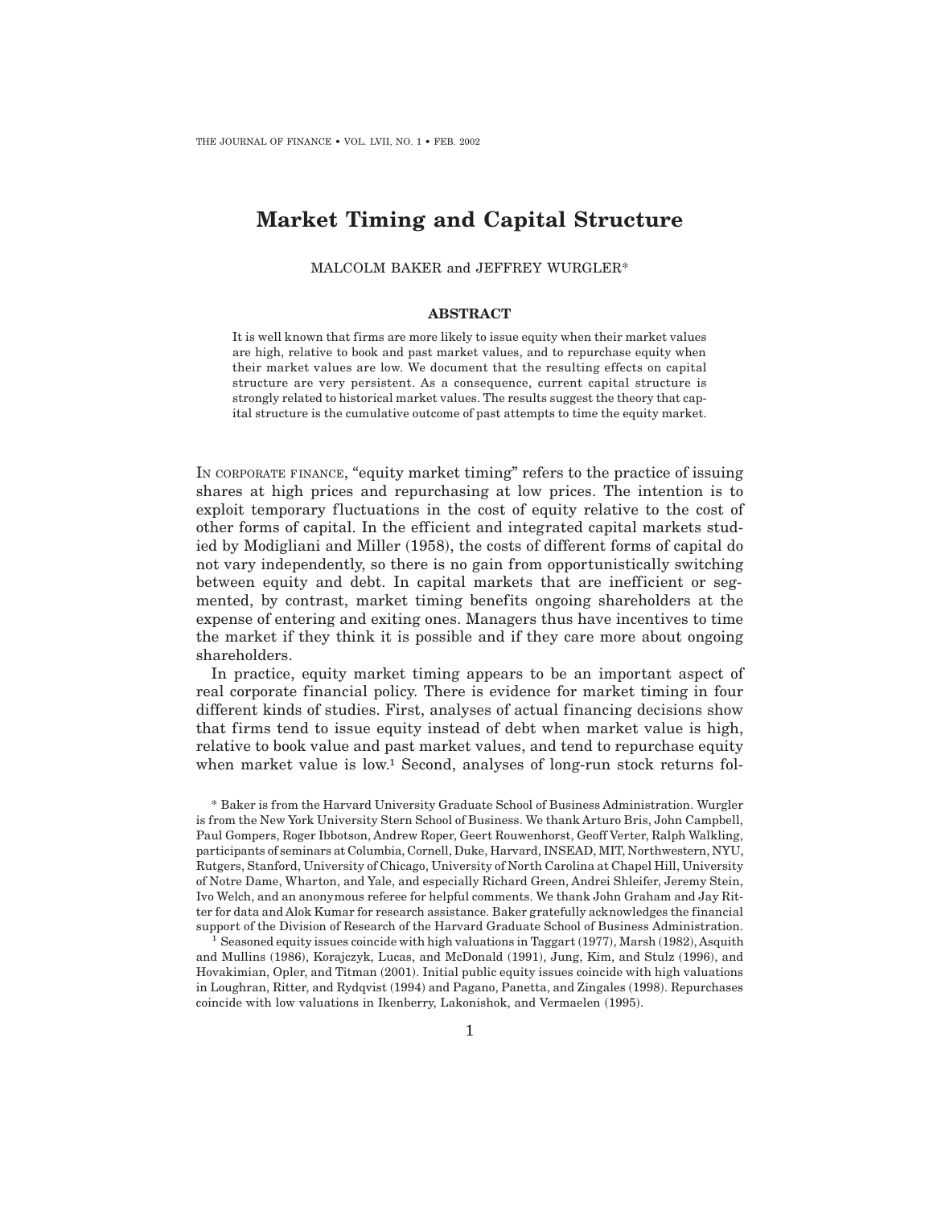# Market Timing and Capital Structure

MALCOLM BAKER and JEFFREY WURGLER*

## ABSTRACT

It is well known that firms are more likely to issue equity when their market values are high, relative to book and past market values, and to repurchase equity when their market values are low. We document that the resulting effects on capital structure are very persistent. As a consequence, current capital structure is strongly related to historical market values. The results suggest the theory that capital structure is the cumulative outcome of past attempts to time the equity market.

IN CORPORATE FINANCE, "equity market timing" refers to the practice of issuing shares at high prices and repurchasing at low prices. The intention is to exploit temporary fluctuations in the cost of equity relative to the cost of other forms of capital. In the efficient and integrated capital markets studied by Modigliani and Miller (1958), the costs of different forms of capital do not vary independently, so there is no gain from opportunistically switching between equity and debt. In capital markets that are inefficient or segmented, by contrast, market timing benefits ongoing shareholders at the expense of entering and exiting ones. Managers thus have incentives to time the market if they think it is possible and if they care more about ongoing shareholders.

In practice, equity market timing appears to be an important aspect of real corporate financial policy. There is evidence for market timing in four different kinds of studies. First, analyses of actual financing decisions show that firms tend to issue equity instead of debt when market value is high, relative to book value and past market values, and tend to repurchase equity when market value is low.[1] Second, analyses of long-run stock returns fol-

\* Baker is from the Harvard University Graduate School of Business Administration. Wurgler is from the New York University Stern School of Business. We thank Arturo Bris, John Campbell, Paul Gompers, Roger Ibbotson, Andrew Roper, Geert Rouwenhorst, Geoff Verter, Ralph Walkling, participants of seminars at Columbia, Cornell, Duke, Harvard, INSEAD, MIT, Northwestern, NYU, Rutgers, Stanford, University of Chicago, University of North Carolina at Chapel Hill, University of Notre Dame, Wharton, and Yale, and especially Richard Green, Andrei Shleifer, Jeremy Stein, Ivo Welch, and an anonymous referee for helpful comments. We thank John Graham and Jay Ritter for data and Alok Kumar for research assistance. Baker gratefully acknowledges the financial support of the Division of Research of the Harvard Graduate School of Business Administration.

[1] Seasoned equity issues coincide with high valuations in Taggart (1977), Marsh (1982), Asquith and Mullins (1986), Korajczyk, Lucas, and McDonald (1991), Jung, Kim, and Stulz (1996), and Hovakimian, Opler, and Titman (2001). Initial public equity issues coincide with high valuations in Loughran, Ritter, and Rydqvist (1994) and Pagano, Panetta, and Zingales (1998). Repurchases coincide with low valuations in Ikenberry, Lakonishok, and Vermaelen (1995).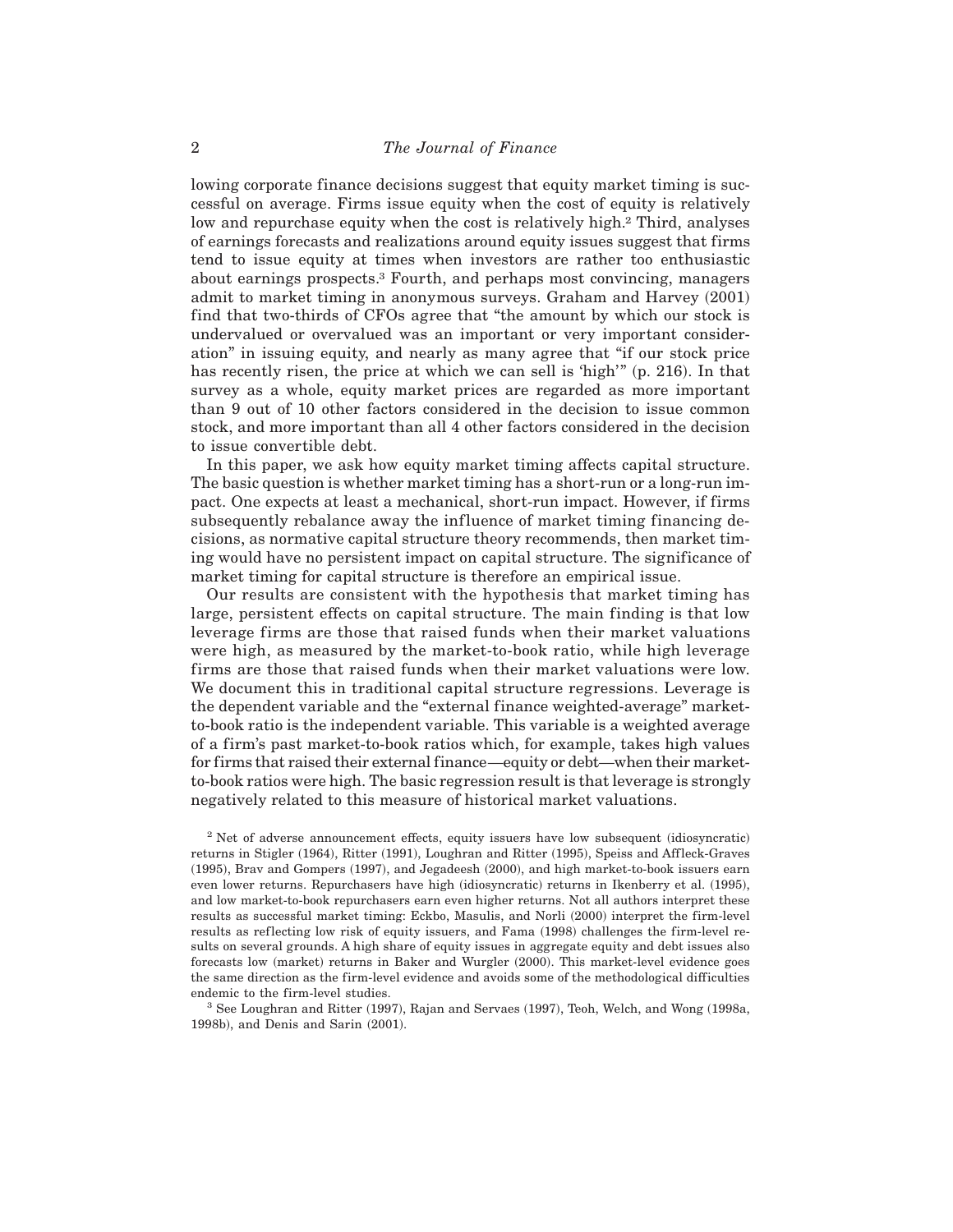lowing corporate finance decisions suggest that equity market timing is successful on average. Firms issue equity when the cost of equity is relatively low and repurchase equity when the cost is relatively high.[2] Third, analyses of earnings forecasts and realizations around equity issues suggest that firms tend to issue equity at times when investors are rather too enthusiastic about earnings prospects.[3] Fourth, and perhaps most convincing, managers admit to market timing in anonymous surveys. Graham and Harvey (2001) find that two-thirds of CFOs agree that "the amount by which our stock is undervalued or overvalued was an important or very important consideration" in issuing equity, and nearly as many agree that "if our stock price has recently risen, the price at which we can sell is 'high'" (p. 216). In that survey as a whole, equity market prices are regarded as more important than 9 out of 10 other factors considered in the decision to issue common stock, and more important than all 4 other factors considered in the decision to issue convertible debt.

In this paper, we ask how equity market timing affects capital structure. The basic question is whether market timing has a short-run or a long-run impact. One expects at least a mechanical, short-run impact. However, if firms subsequently rebalance away the influence of market timing financing decisions, as normative capital structure theory recommends, then market timing would have no persistent impact on capital structure. The significance of market timing for capital structure is therefore an empirical issue.

Our results are consistent with the hypothesis that market timing has large, persistent effects on capital structure. The main finding is that low leverage firms are those that raised funds when their market valuations were high, as measured by the market-to-book ratio, while high leverage firms are those that raised funds when their market valuations were low. We document this in traditional capital structure regressions. Leverage is the dependent variable and the "external finance weighted-average" market-to-book ratio is the independent variable. This variable is a weighted average of a firm's past market-to-book ratios which, for example, takes high values for firms that raised their external finance—equity or debt—when their market-to-book ratios were high. The basic regression result is that leverage is strongly negatively related to this measure of historical market valuations.

[2] Net of adverse announcement effects, equity issuers have low subsequent (idiosyncratic) returns in Stigler (1964), Ritter (1991), Loughran and Ritter (1995), Speiss and Affleck-Graves (1995), Brav and Gompers (1997), and Jegadeesh (2000), and high market-to-book issuers earn even lower returns. Repurchasers have high (idiosyncratic) returns in Ikenberry et al. (1995), and low market-to-book repurchasers earn even higher returns. Not all authors interpret these results as successful market timing: Eckbo, Masulis, and Norli (2000) interpret the firm-level results as reflecting low risk of equity issuers, and Fama (1998) challenges the firm-level results on several grounds. A high share of equity issues in aggregate equity and debt issues also forecasts low (market) returns in Baker and Wurgler (2000). This market-level evidence goes the same direction as the firm-level evidence and avoids some of the methodological difficulties endemic to the firm-level studies.

[3] See Loughran and Ritter (1997), Rajan and Servaes (1997), Teoh, Welch, and Wong (1998a, 1998b), and Denis and Sarin (2001).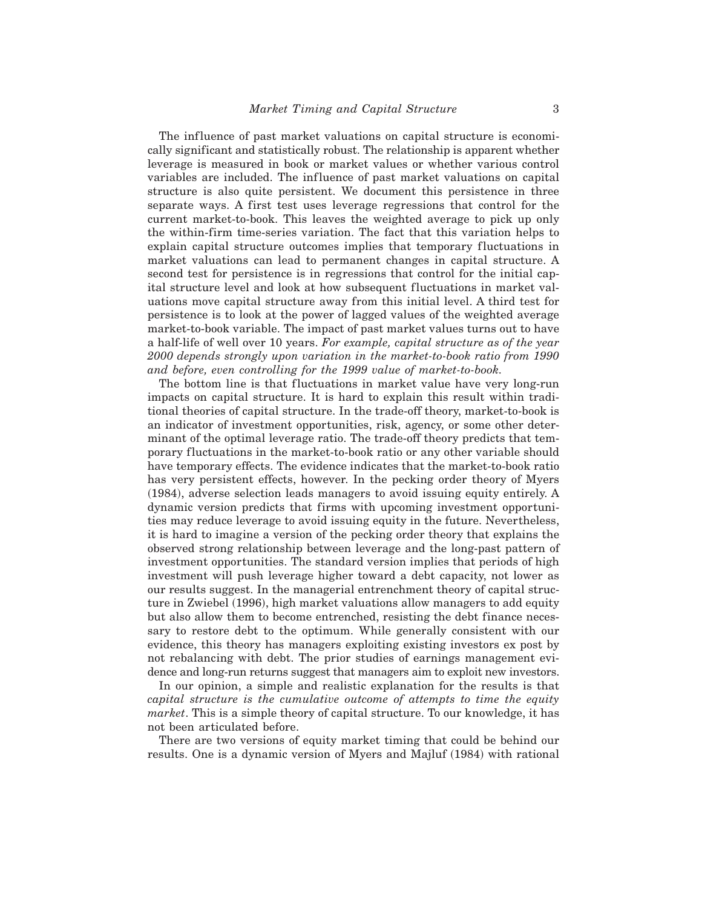The influence of past market valuations on capital structure is economically significant and statistically robust. The relationship is apparent whether leverage is measured in book or market values or whether various control variables are included. The influence of past market valuations on capital structure is also quite persistent. We document this persistence in three separate ways. A first test uses leverage regressions that control for the current market-to-book. This leaves the weighted average to pick up only the within-firm time-series variation. The fact that this variation helps to explain capital structure outcomes implies that temporary fluctuations in market valuations can lead to permanent changes in capital structure. A second test for persistence is in regressions that control for the initial capital structure level and look at how subsequent fluctuations in market valuations move capital structure away from this initial level. A third test for persistence is to look at the power of lagged values of the weighted average market-to-book variable. The impact of past market values turns out to have a half-life of well over 10 years. *For example, capital structure as of the year 2000 depends strongly upon variation in the market-to-book ratio from 1990 and before, even controlling for the 1999 value of market-to-book.*

The bottom line is that fluctuations in market value have very long-run impacts on capital structure. It is hard to explain this result within traditional theories of capital structure. In the trade-off theory, market-to-book is an indicator of investment opportunities, risk, agency, or some other determinant of the optimal leverage ratio. The trade-off theory predicts that temporary fluctuations in the market-to-book ratio or any other variable should have temporary effects. The evidence indicates that the market-to-book ratio has very persistent effects, however. In the pecking order theory of Myers (1984), adverse selection leads managers to avoid issuing equity entirely. A dynamic version predicts that firms with upcoming investment opportunities may reduce leverage to avoid issuing equity in the future. Nevertheless, it is hard to imagine a version of the pecking order theory that explains the observed strong relationship between leverage and the long-past pattern of investment opportunities. The standard version implies that periods of high investment will push leverage higher toward a debt capacity, not lower as our results suggest. In the managerial entrenchment theory of capital structure in Zwiebel (1996), high market valuations allow managers to add equity but also allow them to become entrenched, resisting the debt finance necessary to restore debt to the optimum. While generally consistent with our evidence, this theory has managers exploiting existing investors ex post by not rebalancing with debt. The prior studies of earnings management evidence and long-run returns suggest that managers aim to exploit new investors.

In our opinion, a simple and realistic explanation for the results is that *capital structure is the cumulative outcome of attempts to time the equity market*. This is a simple theory of capital structure. To our knowledge, it has not been articulated before.

There are two versions of equity market timing that could be behind our results. One is a dynamic version of Myers and Majluf (1984) with rational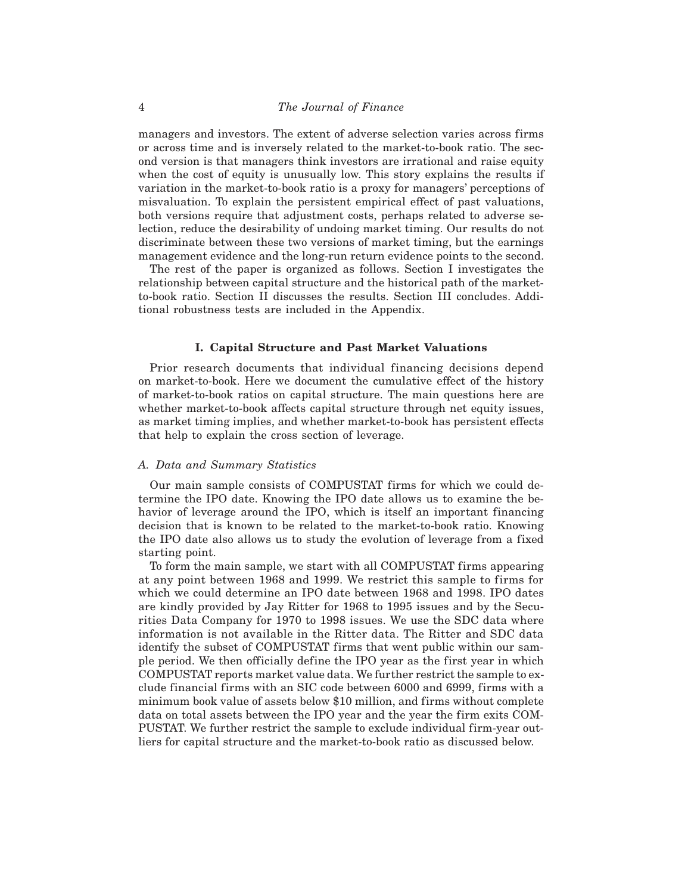managers and investors. The extent of adverse selection varies across firms or across time and is inversely related to the market-to-book ratio. The second version is that managers think investors are irrational and raise equity when the cost of equity is unusually low. This story explains the results if variation in the market-to-book ratio is a proxy for managers' perceptions of misvaluation. To explain the persistent empirical effect of past valuations, both versions require that adjustment costs, perhaps related to adverse selection, reduce the desirability of undoing market timing. Our results do not discriminate between these two versions of market timing, but the earnings management evidence and the long-run return evidence points to the second.

The rest of the paper is organized as follows. Section I investigates the relationship between capital structure and the historical path of the market-to-book ratio. Section II discusses the results. Section III concludes. Additional robustness tests are included in the Appendix.

## I. Capital Structure and Past Market Valuations

Prior research documents that individual financing decisions depend on market-to-book. Here we document the cumulative effect of the history of market-to-book ratios on capital structure. The main questions here are whether market-to-book affects capital structure through net equity issues, as market timing implies, and whether market-to-book has persistent effects that help to explain the cross section of leverage.

### *A. Data and Summary Statistics*

Our main sample consists of COMPUSTAT firms for which we could determine the IPO date. Knowing the IPO date allows us to examine the behavior of leverage around the IPO, which is itself an important financing decision that is known to be related to the market-to-book ratio. Knowing the IPO date also allows us to study the evolution of leverage from a fixed starting point.

To form the main sample, we start with all COMPUSTAT firms appearing at any point between 1968 and 1999. We restrict this sample to firms for which we could determine an IPO date between 1968 and 1998. IPO dates are kindly provided by Jay Ritter for 1968 to 1995 issues and by the Securities Data Company for 1970 to 1998 issues. We use the SDC data where information is not available in the Ritter data. The Ritter and SDC data identify the subset of COMPUSTAT firms that went public within our sample period. We then officially define the IPO year as the first year in which COMPUSTAT reports market value data. We further restrict the sample to exclude financial firms with an SIC code between 6000 and 6999, firms with a minimum book value of assets below $10 million, and firms without complete data on total assets between the IPO year and the year the firm exits COMPUSTAT. We further restrict the sample to exclude individual firm-year outliers for capital structure and the market-to-book ratio as discussed below.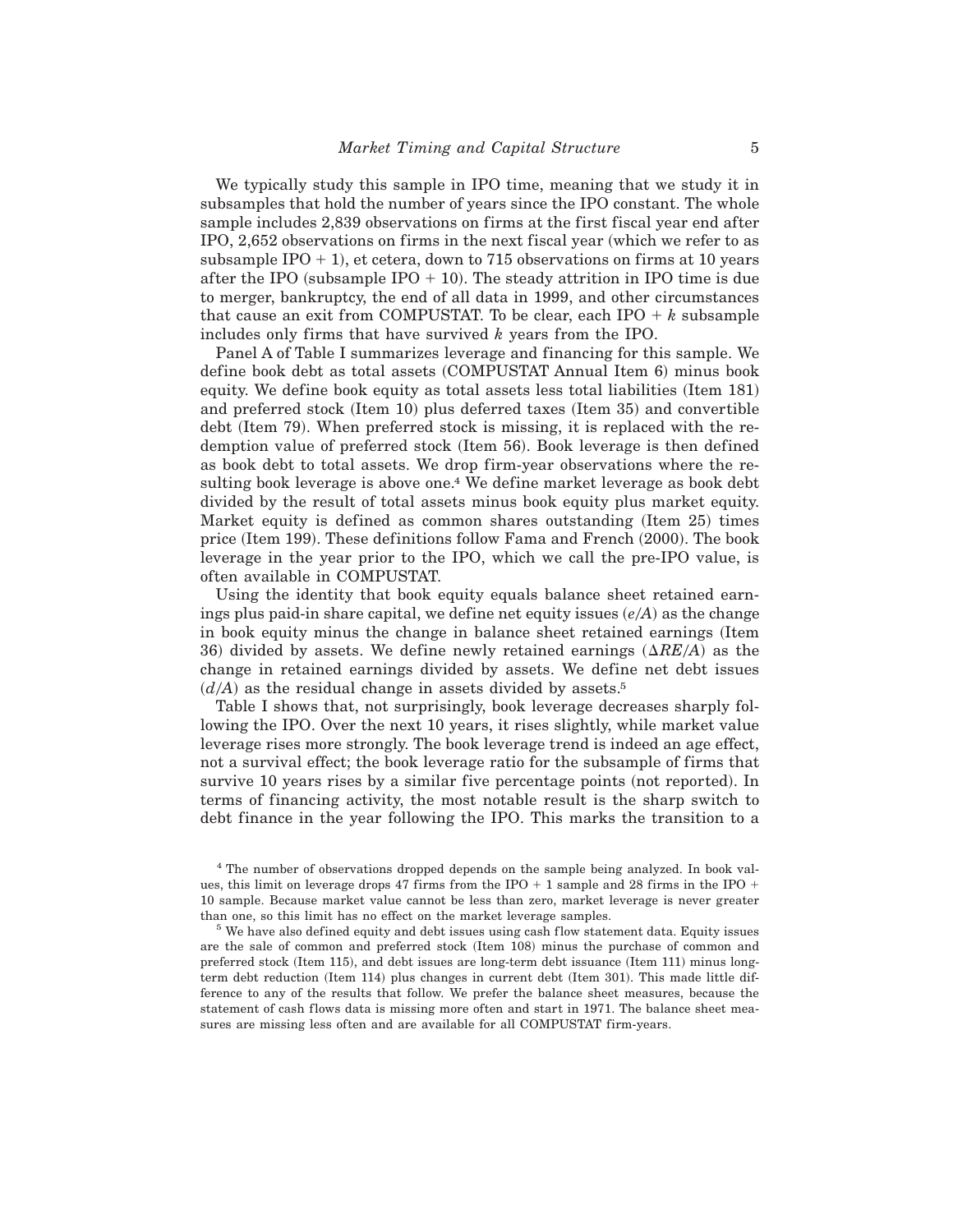We typically study this sample in IPO time, meaning that we study it in subsamples that hold the number of years since the IPO constant. The whole sample includes 2,839 observations on firms at the first fiscal year end after IPO, 2,652 observations on firms in the next fiscal year (which we refer to as subsample IPO + 1), et cetera, down to 715 observations on firms at 10 years after the IPO (subsample IPO + 10). The steady attrition in IPO time is due to merger, bankruptcy, the end of all data in 1999, and other circumstances that cause an exit from COMPUSTAT. To be clear, each IPO + *k* subsample includes only firms that have survived *k* years from the IPO.

Panel A of Table I summarizes leverage and financing for this sample. We define book debt as total assets (COMPUSTAT Annual Item 6) minus book equity. We define book equity as total assets less total liabilities (Item 181) and preferred stock (Item 10) plus deferred taxes (Item 35) and convertible debt (Item 79). When preferred stock is missing, it is replaced with the redemption value of preferred stock (Item 56). Book leverage is then defined as book debt to total assets. We drop firm-year observations where the resulting book leverage is above one.[4] We define market leverage as book debt divided by the result of total assets minus book equity plus market equity. Market equity is defined as common shares outstanding (Item 25) times price (Item 199). These definitions follow Fama and French (2000). The book leverage in the year prior to the IPO, which we call the pre-IPO value, is often available in COMPUSTAT.

Using the identity that book equity equals balance sheet retained earnings plus paid-in share capital, we define net equity issues ($e/A$) as the change in book equity minus the change in balance sheet retained earnings (Item 36) divided by assets. We define newly retained earnings ($\Delta RE/A$) as the change in retained earnings divided by assets. We define net debt issues ($d/A$) as the residual change in assets divided by assets.[5]

Table I shows that, not surprisingly, book leverage decreases sharply following the IPO. Over the next 10 years, it rises slightly, while market value leverage rises more strongly. The book leverage trend is indeed an age effect, not a survival effect; the book leverage ratio for the subsample of firms that survive 10 years rises by a similar five percentage points (not reported). In terms of financing activity, the most notable result is the sharp switch to debt finance in the year following the IPO. This marks the transition to a

[4] The number of observations dropped depends on the sample being analyzed. In book values, this limit on leverage drops 47 firms from the IPO + 1 sample and 28 firms in the IPO + 10 sample. Because market value cannot be less than zero, market leverage is never greater than one, so this limit has no effect on the market leverage samples.

[5] We have also defined equity and debt issues using cash flow statement data. Equity issues are the sale of common and preferred stock (Item 108) minus the purchase of common and preferred stock (Item 115), and debt issues are long-term debt issuance (Item 111) minus long-term debt reduction (Item 114) plus changes in current debt (Item 301). This made little difference to any of the results that follow. We prefer the balance sheet measures, because the statement of cash flows data is missing more often and start in 1971. The balance sheet measures are missing less often and are available for all COMPUSTAT firm-years.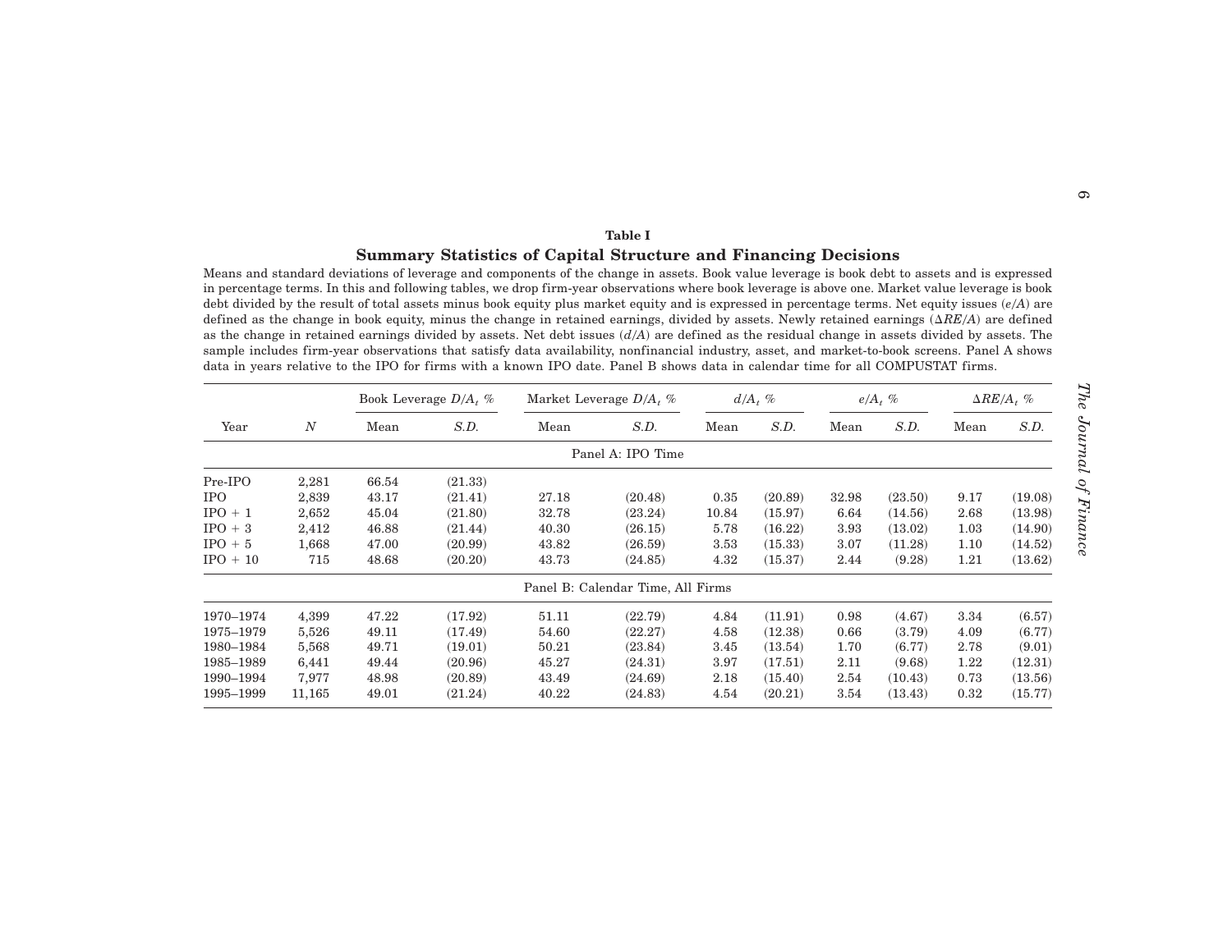**Table I**

**Summary Statistics of Capital Structure and Financing Decisions**

Means and standard deviations of leverage and components of the change in assets. Book value leverage is book debt to assets and is expressed in percentage terms. In this and following tables, we drop firm-year observations where book leverage is above one. Market value leverage is book debt divided by the result of total assets minus book equity plus market equity and is expressed in percentage terms. Net equity issues ($e/A$) are defined as the change in book equity, minus the change in retained earnings, divided by assets. Newly retained earnings ($\Delta RE/A$) are defined as the change in retained earnings divided by assets. Net debt issues ($d/A$) are defined as the residual change in assets divided by assets. The sample includes firm-year observations that satisfy data availability, nonfinancial industry, asset, and market-to-book screens. Panel A shows data in years relative to the IPO for firms with a known IPO date. Panel B shows data in calendar time for all COMPUSTAT firms.

| | | Book Leverage $D/A_t$ % | | Market Leverage $D/A_t$ % | | $d/A_t$ % | | $e/A_t$ % | | $\Delta RE/A_t$ % | |
|---|---|---|---|---|---|---|---|---|---|---|---|
| Year | $N$ | Mean | *S.D.* | Mean | *S.D.* | Mean | *S.D.* | Mean | *S.D.* | Mean | *S.D.* |
| | | | | | Panel A: IPO Time | | | | | | |
| Pre-IPO | 2,281 | 66.54 | (21.33) | | | | | | | | |
| IPO | 2,839 | 43.17 | (21.41) | 27.18 | (20.48) | 0.35 | (20.89) | 32.98 | (23.50) | 9.17 | (19.08) |
| IPO + 1 | 2,652 | 45.04 | (21.80) | 32.78 | (23.24) | 10.84 | (15.97) | 6.64 | (14.56) | 2.68 | (13.98) |
| IPO + 3 | 2,412 | 46.88 | (21.44) | 40.30 | (26.15) | 5.78 | (16.22) | 3.93 | (13.02) | 1.03 | (14.90) |
| IPO + 5 | 1,668 | 47.00 | (20.99) | 43.82 | (26.59) | 3.53 | (15.33) | 3.07 | (11.28) | 1.10 | (14.52) |
| IPO + 10 | 715 | 48.68 | (20.20) | 43.73 | (24.85) | 4.32 | (15.37) | 2.44 | (9.28) | 1.21 | (13.62) |
| | | | | | Panel B: Calendar Time, All Firms | | | | | | |
| 1970–1974 | 4,399 | 47.22 | (17.92) | 51.11 | (22.79) | 4.84 | (11.91) | 0.98 | (4.67) | 3.34 | (6.57) |
| 1975–1979 | 5,526 | 49.11 | (17.49) | 54.60 | (22.27) | 4.58 | (12.38) | 0.66 | (3.79) | 4.09 | (6.77) |
| 1980–1984 | 5,568 | 49.71 | (19.01) | 50.21 | (23.84) | 3.45 | (13.54) | 1.70 | (6.77) | 2.78 | (9.01) |
| 1985–1989 | 6,441 | 49.44 | (20.96) | 45.27 | (24.31) | 3.97 | (17.51) | 2.11 | (9.68) | 1.22 | (12.31) |
| 1990–1994 | 7,977 | 48.98 | (20.89) | 43.49 | (24.69) | 2.18 | (15.40) | 2.54 | (10.43) | 0.73 | (13.56) |
| 1995–1999 | 11,165 | 49.01 | (21.24) | 40.22 | (24.83) | 4.54 | (20.21) | 3.54 | (13.43) | 0.32 | (15.77) |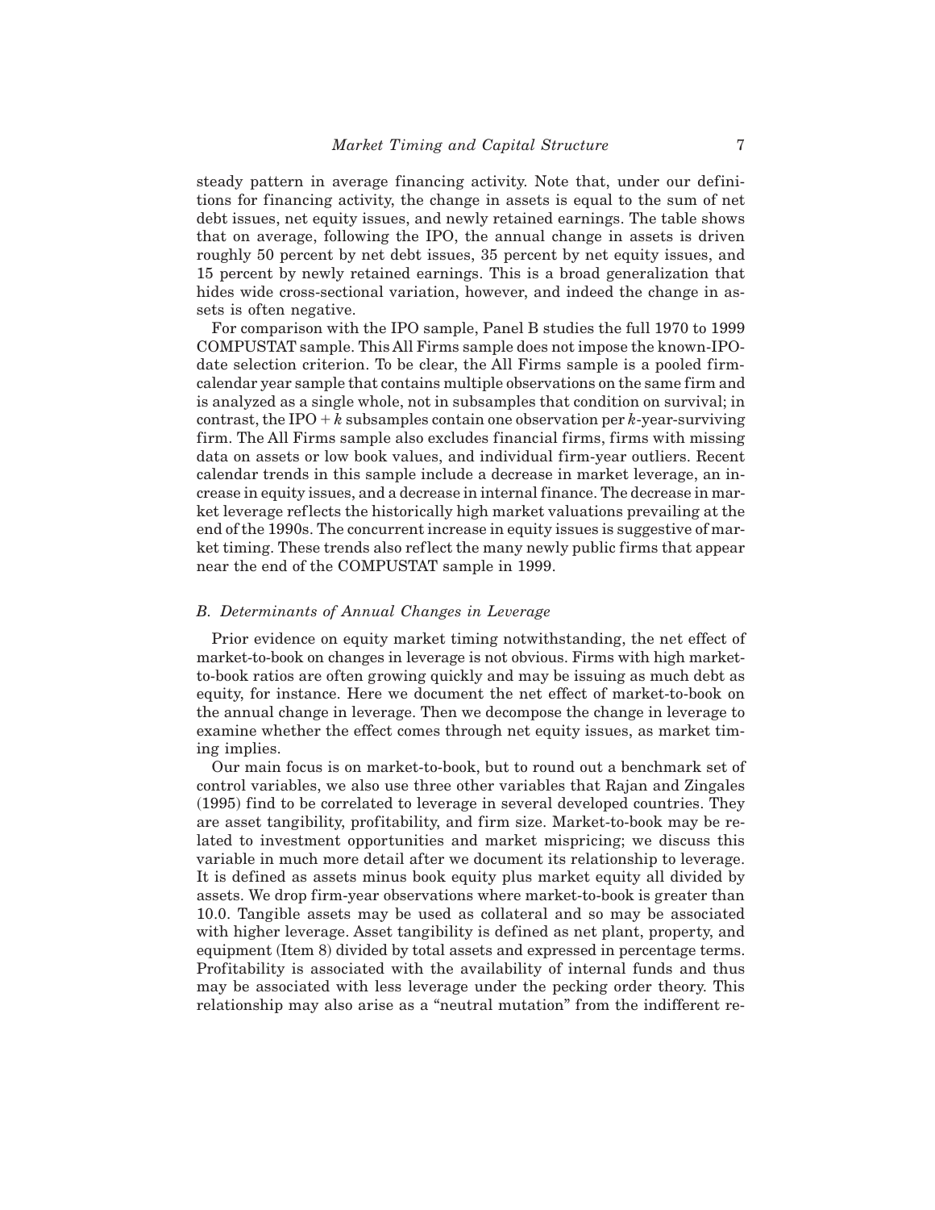steady pattern in average financing activity. Note that, under our definitions for financing activity, the change in assets is equal to the sum of net debt issues, net equity issues, and newly retained earnings. The table shows that on average, following the IPO, the annual change in assets is driven roughly 50 percent by net debt issues, 35 percent by net equity issues, and 15 percent by newly retained earnings. This is a broad generalization that hides wide cross-sectional variation, however, and indeed the change in assets is often negative.

For comparison with the IPO sample, Panel B studies the full 1970 to 1999 COMPUSTAT sample. This All Firms sample does not impose the known-IPO-date selection criterion. To be clear, the All Firms sample is a pooled firm-calendar year sample that contains multiple observations on the same firm and is analyzed as a single whole, not in subsamples that condition on survival; in contrast, the IPO + $k$ subsamples contain one observation per $k$-year-surviving firm. The All Firms sample also excludes financial firms, firms with missing data on assets or low book values, and individual firm-year outliers. Recent calendar trends in this sample include a decrease in market leverage, an increase in equity issues, and a decrease in internal finance. The decrease in market leverage reflects the historically high market valuations prevailing at the end of the 1990s. The concurrent increase in equity issues is suggestive of market timing. These trends also reflect the many newly public firms that appear near the end of the COMPUSTAT sample in 1999.

### *B. Determinants of Annual Changes in Leverage*

Prior evidence on equity market timing notwithstanding, the net effect of market-to-book on changes in leverage is not obvious. Firms with high market-to-book ratios are often growing quickly and may be issuing as much debt as equity, for instance. Here we document the net effect of market-to-book on the annual change in leverage. Then we decompose the change in leverage to examine whether the effect comes through net equity issues, as market timing implies.

Our main focus is on market-to-book, but to round out a benchmark set of control variables, we also use three other variables that Rajan and Zingales (1995) find to be correlated to leverage in several developed countries. They are asset tangibility, profitability, and firm size. Market-to-book may be related to investment opportunities and market mispricing; we discuss this variable in much more detail after we document its relationship to leverage. It is defined as assets minus book equity plus market equity all divided by assets. We drop firm-year observations where market-to-book is greater than 10.0. Tangible assets may be used as collateral and so may be associated with higher leverage. Asset tangibility is defined as net plant, property, and equipment (Item 8) divided by total assets and expressed in percentage terms. Profitability is associated with the availability of internal funds and thus may be associated with less leverage under the pecking order theory. This relationship may also arise as a "neutral mutation" from the indifferent re-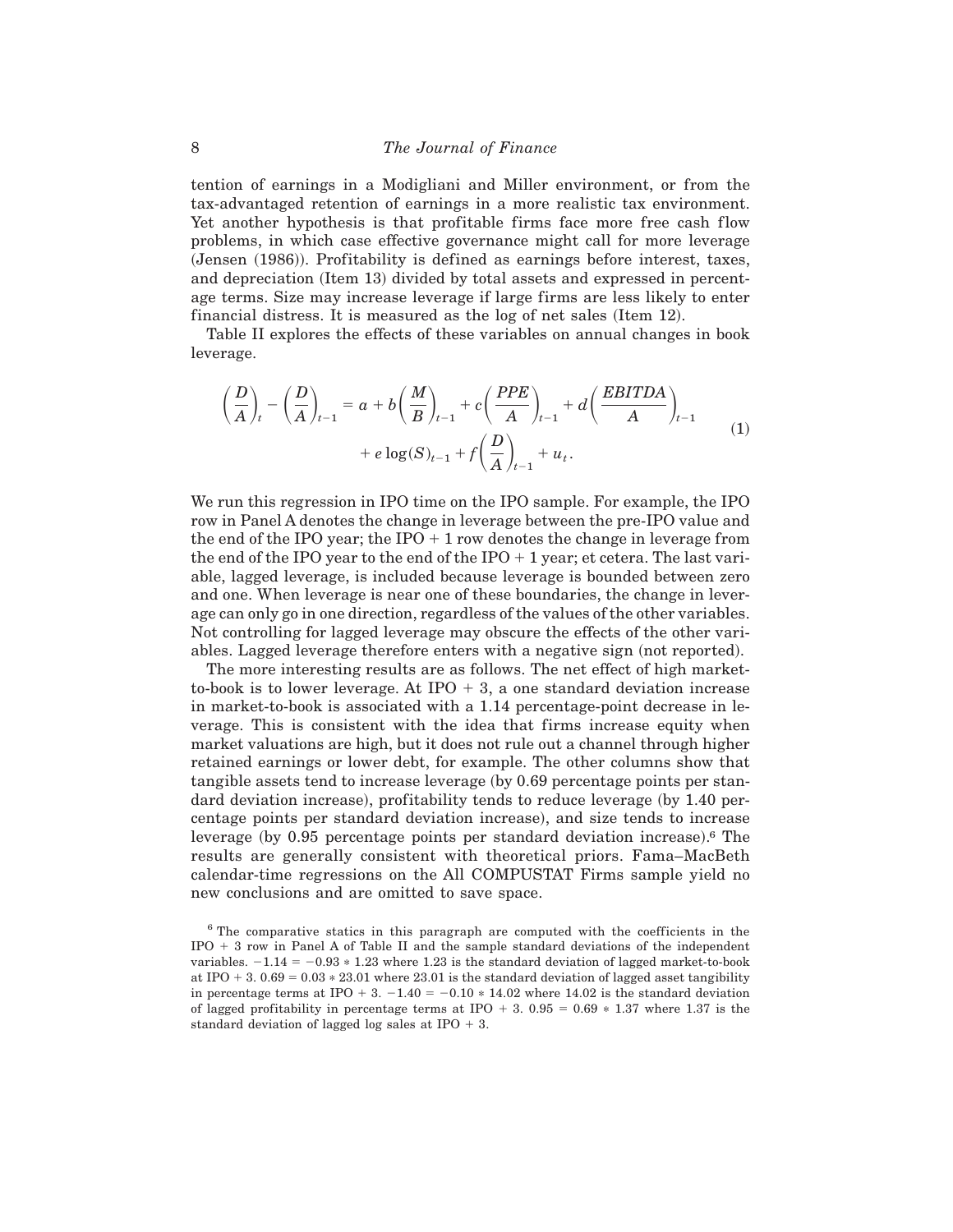tention of earnings in a Modigliani and Miller environment, or from the tax-advantaged retention of earnings in a more realistic tax environment. Yet another hypothesis is that profitable firms face more free cash flow problems, in which case effective governance might call for more leverage (Jensen (1986)). Profitability is defined as earnings before interest, taxes, and depreciation (Item 13) divided by total assets and expressed in percentage terms. Size may increase leverage if large firms are less likely to enter financial distress. It is measured as the log of net sales (Item 12).

Table II explores the effects of these variables on annual changes in book leverage.

$$\left(\frac{D}{A}\right)_t - \left(\frac{D}{A}\right)_{t-1} = a + b\left(\frac{M}{B}\right)_{t-1} + c\left(\frac{PPE}{A}\right)_{t-1} + d\left(\frac{EBITDA}{A}\right)_{t-1} + e\log(S)_{t-1} + f\left(\frac{D}{A}\right)_{t-1} + u_t. \tag{1}$$

We run this regression in IPO time on the IPO sample. For example, the IPO row in Panel A denotes the change in leverage between the pre-IPO value and the end of the IPO year; the IPO + 1 row denotes the change in leverage from the end of the IPO year to the end of the IPO + 1 year; et cetera. The last variable, lagged leverage, is included because leverage is bounded between zero and one. When leverage is near one of these boundaries, the change in leverage can only go in one direction, regardless of the values of the other variables. Not controlling for lagged leverage may obscure the effects of the other variables. Lagged leverage therefore enters with a negative sign (not reported).

The more interesting results are as follows. The net effect of high market-to-book is to lower leverage. At IPO + 3, a one standard deviation increase in market-to-book is associated with a 1.14 percentage-point decrease in leverage. This is consistent with the idea that firms increase equity when market valuations are high, but it does not rule out a channel through higher retained earnings or lower debt, for example. The other columns show that tangible assets tend to increase leverage (by 0.69 percentage points per standard deviation increase), profitability tends to reduce leverage (by 1.40 percentage points per standard deviation increase), and size tends to increase leverage (by 0.95 percentage points per standard deviation increase).[6] The results are generally consistent with theoretical priors. Fama–MacBeth calendar-time regressions on the All COMPUSTAT Firms sample yield no new conclusions and are omitted to save space.

[6] The comparative statics in this paragraph are computed with the coefficients in the IPO + 3 row in Panel A of Table II and the sample standard deviations of the independent variables. $-1.14 = -0.93 * 1.23$ where 1.23 is the standard deviation of lagged market-to-book at IPO + 3. $0.69 = 0.03 * 23.01$ where 23.01 is the standard deviation of lagged asset tangibility in percentage terms at IPO + 3. $-1.40 = -0.10 * 14.02$ where 14.02 is the standard deviation of lagged profitability in percentage terms at IPO + 3. $0.95 = 0.69 * 1.37$ where 1.37 is the standard deviation of lagged log sales at IPO + 3.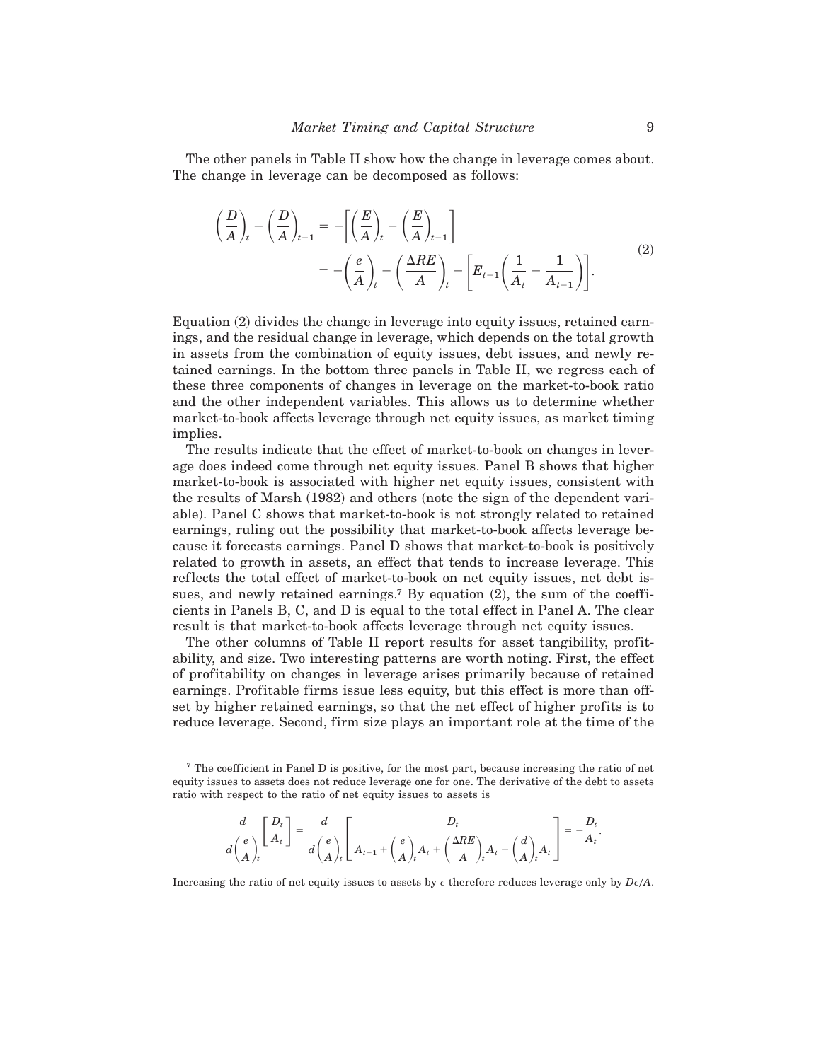The other panels in Table II show how the change in leverage comes about. The change in leverage can be decomposed as follows:

$$
\begin{aligned}
\left(\frac{D}{A}\right)_t - \left(\frac{D}{A}\right)_{t-1} &= -\left[\left(\frac{E}{A}\right)_t - \left(\frac{E}{A}\right)_{t-1}\right] \\
&= -\left(\frac{e}{A}\right)_t - \left(\frac{\Delta RE}{A}\right)_t - \left[E_{t-1}\left(\frac{1}{A_t} - \frac{1}{A_{t-1}}\right)\right].
\end{aligned}
\tag{2}
$$

Equation (2) divides the change in leverage into equity issues, retained earnings, and the residual change in leverage, which depends on the total growth in assets from the combination of equity issues, debt issues, and newly retained earnings. In the bottom three panels in Table II, we regress each of these three components of changes in leverage on the market-to-book ratio and the other independent variables. This allows us to determine whether market-to-book affects leverage through net equity issues, as market timing implies.

The results indicate that the effect of market-to-book on changes in leverage does indeed come through net equity issues. Panel B shows that higher market-to-book is associated with higher net equity issues, consistent with the results of Marsh (1982) and others (note the sign of the dependent variable). Panel C shows that market-to-book is not strongly related to retained earnings, ruling out the possibility that market-to-book affects leverage because it forecasts earnings. Panel D shows that market-to-book is positively related to growth in assets, an effect that tends to increase leverage. This reflects the total effect of market-to-book on net equity issues, net debt issues, and newly retained earnings.[7] By equation (2), the sum of the coefficients in Panels B, C, and D is equal to the total effect in Panel A. The clear result is that market-to-book affects leverage through net equity issues.

The other columns of Table II report results for asset tangibility, profitability, and size. Two interesting patterns are worth noting. First, the effect of profitability on changes in leverage arises primarily because of retained earnings. Profitable firms issue less equity, but this effect is more than offset by higher retained earnings, so that the net effect of higher profits is to reduce leverage. Second, firm size plays an important role at the time of the

[7] The coefficient in Panel D is positive, for the most part, because increasing the ratio of net equity issues to assets does not reduce leverage one for one. The derivative of the debt to assets ratio with respect to the ratio of net equity issues to assets is

$$
\frac{d}{d\left(\frac{e}{A}\right)_t}\left[\frac{D_t}{A_t}\right] = \frac{d}{d\left(\frac{e}{A}\right)_t}\left[\frac{D_t}{A_{t-1} + \left(\frac{e}{A}\right)_t A_t + \left(\frac{\Delta RE}{A}\right)_t A_t + \left(\frac{d}{A}\right)_t A_t}\right] = -\frac{D_t}{A_t}.
$$

Increasing the ratio of net equity issues to assets by $\epsilon$ therefore reduces leverage only by $D\epsilon/A$.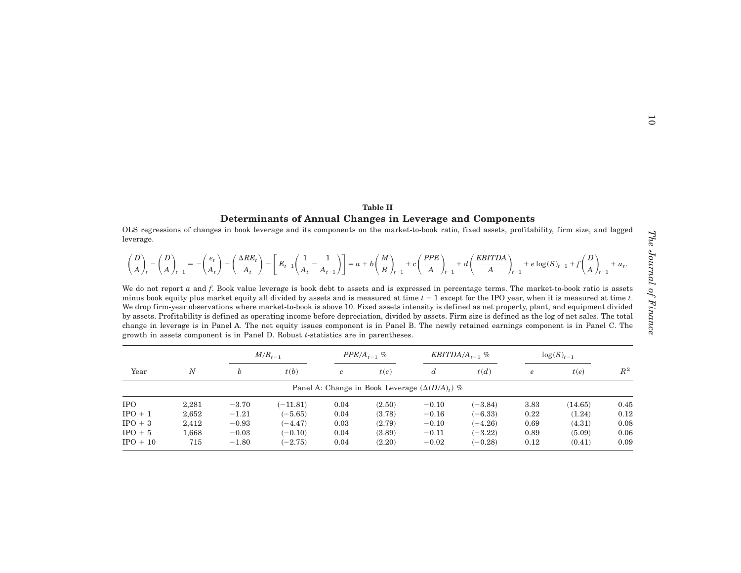**Table II**

**Determinants of Annual Changes in Leverage and Components**

OLS regressions of changes in book leverage and its components on the market-to-book ratio, fixed assets, profitability, firm size, and lagged leverage.

$$\left(\frac{D}{A}\right)_t - \left(\frac{D}{A}\right)_{t-1} = -\left(\frac{e_t}{A_t}\right) - \left(\frac{\Delta RE_t}{A_t}\right) - \left[E_{t-1}\left(\frac{1}{A_t} - \frac{1}{A_{t-1}}\right)\right] = a + b\left(\frac{M}{B}\right)_{t-1} + c\left(\frac{PPE}{A}\right)_{t-1} + d\left(\frac{EBITDA}{A}\right)_{t-1} + e\log(S)_{t-1} + f\left(\frac{D}{A}\right)_{t-1} + u_t.$$

We do not report $a$ and $f$. Book value leverage is book debt to assets and is expressed in percentage terms. The market-to-book ratio is assets minus book equity plus market equity all divided by assets and is measured at time $t-1$ except for the IPO year, when it is measured at time $t$. We drop firm-year observations where market-to-book is above 10. Fixed assets intensity is defined as net property, plant, and equipment divided by assets. Profitability is defined as operating income before depreciation, divided by assets. Firm size is defined as the log of net sales. The total change in leverage is in Panel A. The net equity issues component is in Panel B. The newly retained earnings component is in Panel C. The growth in assets component is in Panel D. Robust $t$-statistics are in parentheses.

| | | $M/B_{t-1}$ | | $PPE/A_{t-1}$ % | | $EBITDA/A_{t-1}$ % | | $\log(S)_{t-1}$ | | |
|---|---|---|---|---|---|---|---|---|---|---|
| Year | $N$ | $b$ | $t(b)$ | $c$ | $t(c)$ | $d$ | $t(d)$ | $e$ | $t(e)$ | $R^2$ |
| Panel A: Change in Book Leverage ($\Delta(D/A)_t$) % | | | | | | | | | | |
| IPO | 2,281 | −3.70 | (−11.81) | 0.04 | (2.50) | −0.10 | (−3.84) | 3.83 | (14.65) | 0.45 |
| IPO + 1 | 2,652 | −1.21 | (−5.65) | 0.04 | (3.78) | −0.16 | (−6.33) | 0.22 | (1.24) | 0.12 |
| IPO + 3 | 2,412 | −0.93 | (−4.47) | 0.03 | (2.79) | −0.10 | (−4.26) | 0.69 | (4.31) | 0.08 |
| IPO + 5 | 1,668 | −0.03 | (−0.10) | 0.04 | (3.89) | −0.11 | (−3.22) | 0.89 | (5.09) | 0.06 |
| IPO + 10 | 715 | −1.80 | (−2.75) | 0.04 | (2.20) | −0.02 | (−0.28) | 0.12 | (0.41) | 0.09 |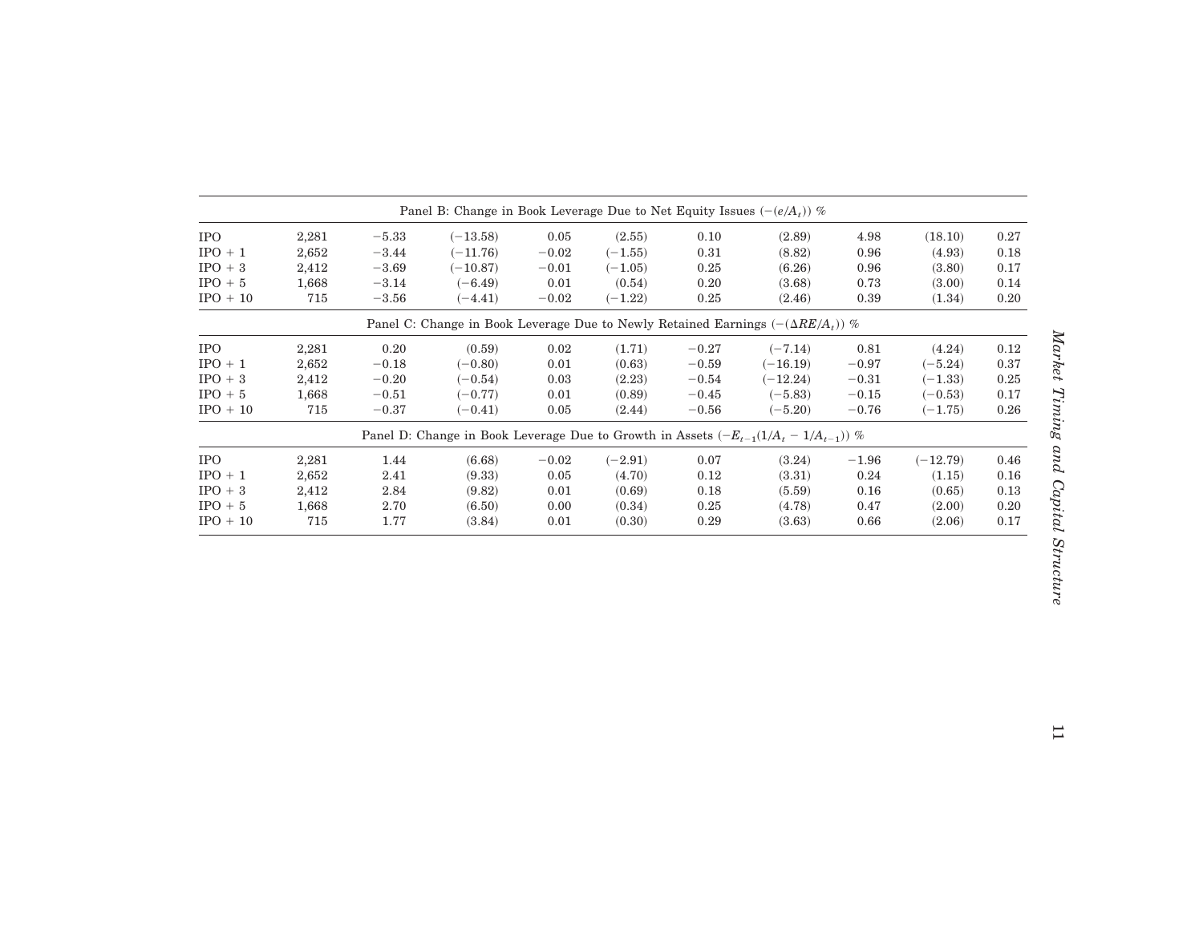| | | | | | | | | | | |
|---|---|---|---|---|---|---|---|---|---|---|
| Panel B: Change in Book Leverage Due to Net Equity Issues $(-(e/A_t))$ % | | | | | | | | | | |
| IPO | 2,281 | −5.33 | (−13.58) | 0.05 | (2.55) | 0.10 | (2.89) | 4.98 | (18.10) | 0.27 |
| IPO + 1 | 2,652 | −3.44 | (−11.76) | −0.02 | (−1.55) | 0.31 | (8.82) | 0.96 | (4.93) | 0.18 |
| IPO + 3 | 2,412 | −3.69 | (−10.87) | −0.01 | (−1.05) | 0.25 | (6.26) | 0.96 | (3.80) | 0.17 |
| IPO + 5 | 1,668 | −3.14 | (−6.49) | 0.01 | (0.54) | 0.20 | (3.68) | 0.73 | (3.00) | 0.14 |
| IPO + 10 | 715 | −3.56 | (−4.41) | −0.02 | (−1.22) | 0.25 | (2.46) | 0.39 | (1.34) | 0.20 |
| Panel C: Change in Book Leverage Due to Newly Retained Earnings $(-(\Delta RE/A_t))$ % | | | | | | | | | | |
| IPO | 2,281 | 0.20 | (0.59) | 0.02 | (1.71) | −0.27 | (−7.14) | 0.81 | (4.24) | 0.12 |
| IPO + 1 | 2,652 | −0.18 | (−0.80) | 0.01 | (0.63) | −0.59 | (−16.19) | −0.97 | (−5.24) | 0.37 |
| IPO + 3 | 2,412 | −0.20 | (−0.54) | 0.03 | (2.23) | −0.54 | (−12.24) | −0.31 | (−1.33) | 0.25 |
| IPO + 5 | 1,668 | −0.51 | (−0.77) | 0.01 | (0.89) | −0.45 | (−5.83) | −0.15 | (−0.53) | 0.17 |
| IPO + 10 | 715 | −0.37 | (−0.41) | 0.05 | (2.44) | −0.56 | (−5.20) | −0.76 | (−1.75) | 0.26 |
| Panel D: Change in Book Leverage Due to Growth in Assets $(-E_{t-1}(1/A_t - 1/A_{t-1}))$ % | | | | | | | | | | |
| IPO | 2,281 | 1.44 | (6.68) | −0.02 | (−2.91) | 0.07 | (3.24) | −1.96 | (−12.79) | 0.46 |
| IPO + 1 | 2,652 | 2.41 | (9.33) | 0.05 | (4.70) | 0.12 | (3.31) | 0.24 | (1.15) | 0.16 |
| IPO + 3 | 2,412 | 2.84 | (9.82) | 0.01 | (0.69) | 0.18 | (5.59) | 0.16 | (0.65) | 0.13 |
| IPO + 5 | 1,668 | 2.70 | (6.50) | 0.00 | (0.34) | 0.25 | (4.78) | 0.47 | (2.00) | 0.20 |
| IPO + 10 | 715 | 1.77 | (3.84) | 0.01 | (0.30) | 0.29 | (3.63) | 0.66 | (2.06) | 0.17 |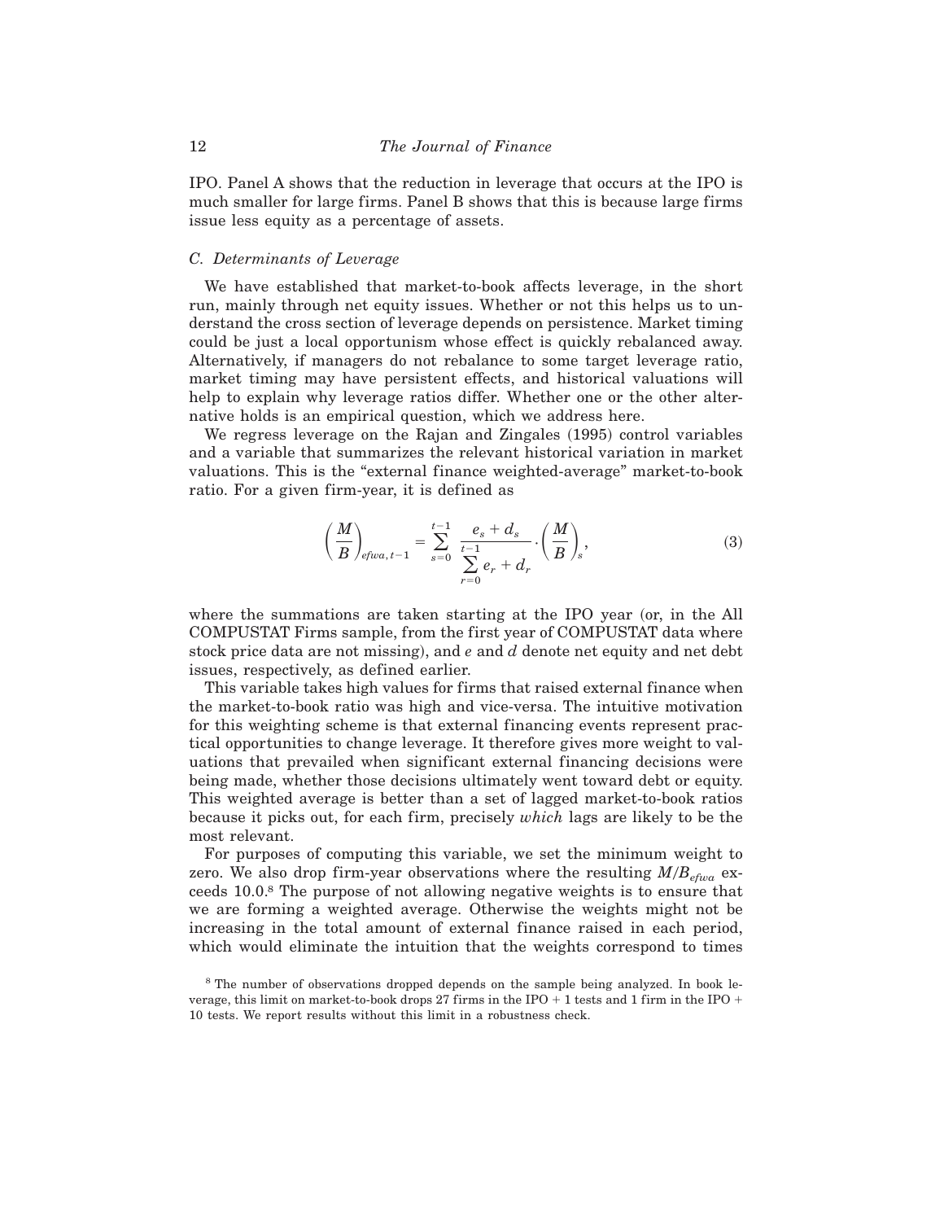IPO. Panel A shows that the reduction in leverage that occurs at the IPO is much smaller for large firms. Panel B shows that this is because large firms issue less equity as a percentage of assets.

### C. Determinants of Leverage

We have established that market-to-book affects leverage, in the short run, mainly through net equity issues. Whether or not this helps us to understand the cross section of leverage depends on persistence. Market timing could be just a local opportunism whose effect is quickly rebalanced away. Alternatively, if managers do not rebalance to some target leverage ratio, market timing may have persistent effects, and historical valuations will help to explain why leverage ratios differ. Whether one or the other alternative holds is an empirical question, which we address here.

We regress leverage on the Rajan and Zingales (1995) control variables and a variable that summarizes the relevant historical variation in market valuations. This is the "external finance weighted-average" market-to-book ratio. For a given firm-year, it is defined as

$$\left(\frac{M}{B}\right)_{efwa,t-1} = \sum_{s=0}^{t-1} \frac{e_s + d_s}{\sum_{r=0}^{t-1} e_r + d_r} \cdot \left(\frac{M}{B}\right)_s, \tag{3}$$

where the summations are taken starting at the IPO year (or, in the All COMPUSTAT Firms sample, from the first year of COMPUSTAT data where stock price data are not missing), and $e$ and $d$ denote net equity and net debt issues, respectively, as defined earlier.

This variable takes high values for firms that raised external finance when the market-to-book ratio was high and vice-versa. The intuitive motivation for this weighting scheme is that external financing events represent practical opportunities to change leverage. It therefore gives more weight to valuations that prevailed when significant external financing decisions were being made, whether those decisions ultimately went toward debt or equity. This weighted average is better than a set of lagged market-to-book ratios because it picks out, for each firm, precisely *which* lags are likely to be the most relevant.

For purposes of computing this variable, we set the minimum weight to zero. We also drop firm-year observations where the resulting $M/B_{efwa}$ exceeds 10.0.[8] The purpose of not allowing negative weights is to ensure that we are forming a weighted average. Otherwise the weights might not be increasing in the total amount of external finance raised in each period, which would eliminate the intuition that the weights correspond to times

[8] The number of observations dropped depends on the sample being analyzed. In book leverage, this limit on market-to-book drops 27 firms in the IPO + 1 tests and 1 firm in the IPO + 10 tests. We report results without this limit in a robustness check.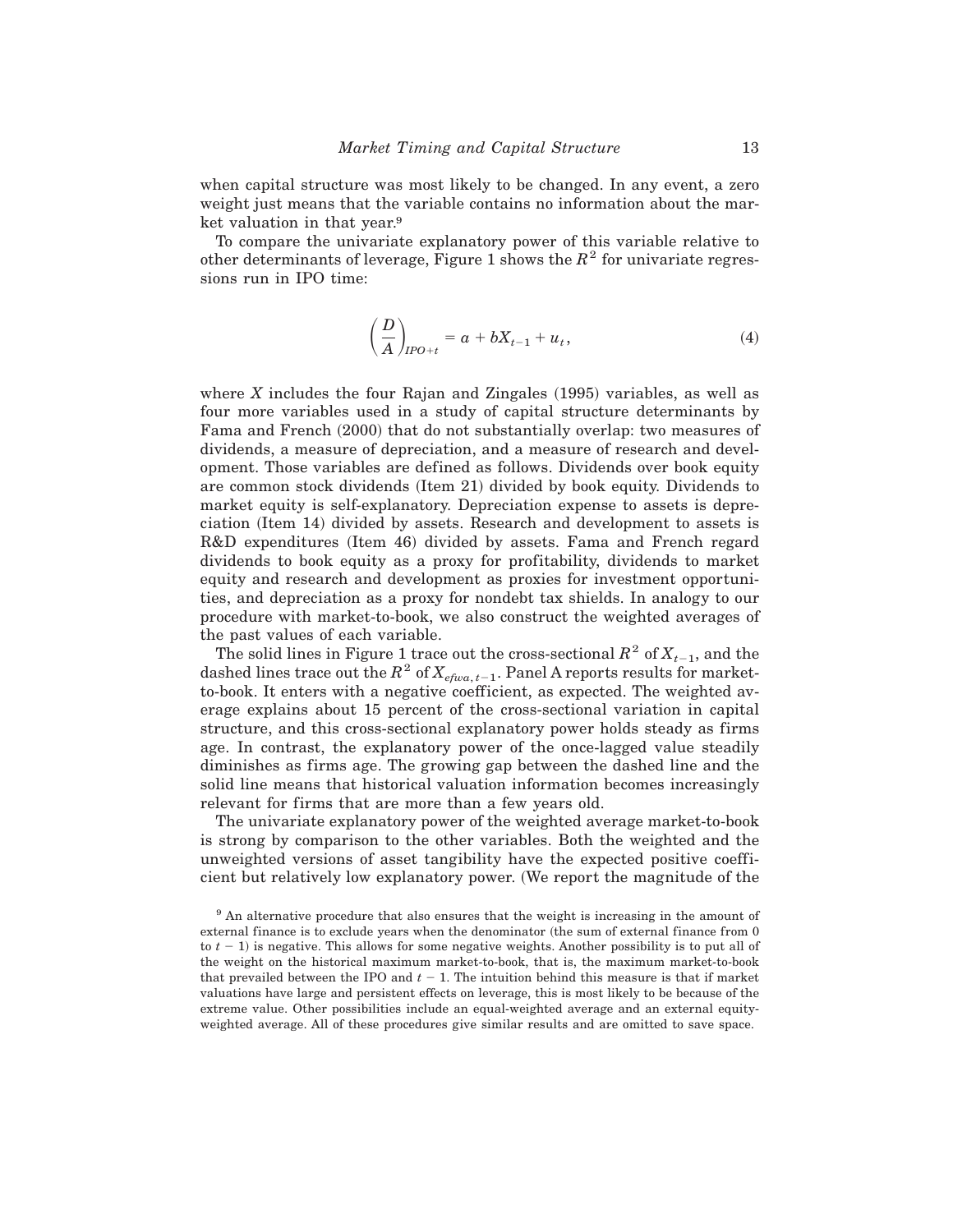when capital structure was most likely to be changed. In any event, a zero weight just means that the variable contains no information about the market valuation in that year.[9]

To compare the univariate explanatory power of this variable relative to other determinants of leverage, Figure 1 shows the $R^2$ for univariate regressions run in IPO time:

$$\left(\frac{D}{A}\right)_{IPO+t} = a + bX_{t-1} + u_t, \tag{4}$$

where $X$ includes the four Rajan and Zingales (1995) variables, as well as four more variables used in a study of capital structure determinants by Fama and French (2000) that do not substantially overlap: two measures of dividends, a measure of depreciation, and a measure of research and development. Those variables are defined as follows. Dividends over book equity are common stock dividends (Item 21) divided by book equity. Dividends to market equity is self-explanatory. Depreciation expense to assets is depreciation (Item 14) divided by assets. Research and development to assets is R&D expenditures (Item 46) divided by assets. Fama and French regard dividends to book equity as a proxy for profitability, dividends to market equity and research and development as proxies for investment opportunities, and depreciation as a proxy for nondebt tax shields. In analogy to our procedure with market-to-book, we also construct the weighted averages of the past values of each variable.

The solid lines in Figure 1 trace out the cross-sectional $R^2$ of $X_{t-1}$, and the dashed lines trace out the $R^2$ of $X_{efwa,t-1}$. Panel A reports results for market-to-book. It enters with a negative coefficient, as expected. The weighted average explains about 15 percent of the cross-sectional variation in capital structure, and this cross-sectional explanatory power holds steady as firms age. In contrast, the explanatory power of the once-lagged value steadily diminishes as firms age. The growing gap between the dashed line and the solid line means that historical valuation information becomes increasingly relevant for firms that are more than a few years old.

The univariate explanatory power of the weighted average market-to-book is strong by comparison to the other variables. Both the weighted and the unweighted versions of asset tangibility have the expected positive coefficient but relatively low explanatory power. (We report the magnitude of the

[9] An alternative procedure that also ensures that the weight is increasing in the amount of external finance is to exclude years when the denominator (the sum of external finance from 0 to $t-1$) is negative. This allows for some negative weights. Another possibility is to put all of the weight on the historical maximum market-to-book, that is, the maximum market-to-book that prevailed between the IPO and $t-1$. The intuition behind this measure is that if market valuations have large and persistent effects on leverage, this is most likely to be because of the extreme value. Other possibilities include an equal-weighted average and an external equity-weighted average. All of these procedures give similar results and are omitted to save space.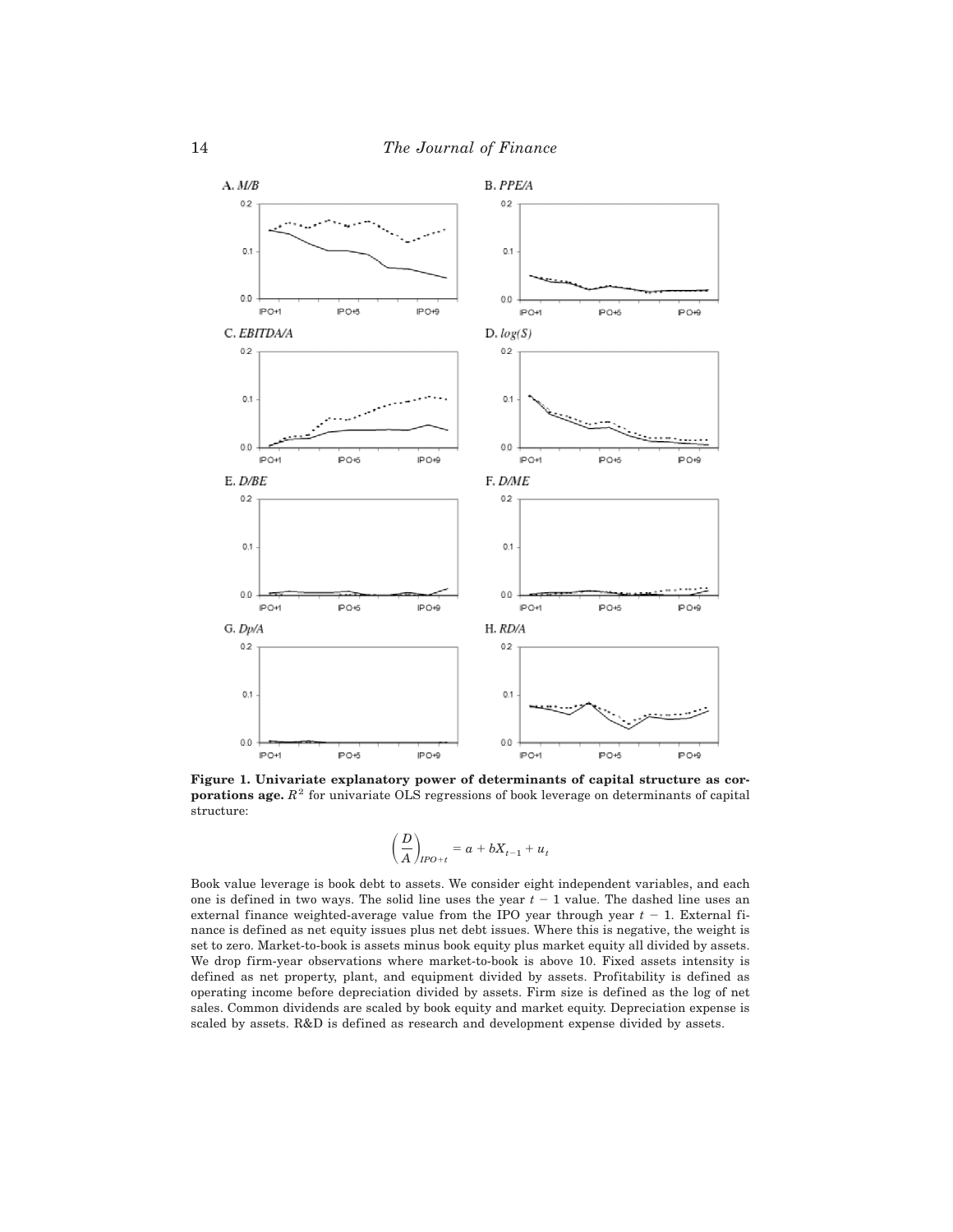**Figure 1. Univariate explanatory power of determinants of capital structure as corporations age.** $R^2$ for univariate OLS regressions of book leverage on determinants of capital structure:

$$\left(\frac{D}{A}\right)_{IPO+t} = a + bX_{t-1} + u_t$$

Book value leverage is book debt to assets. We consider eight independent variables, and each one is defined in two ways. The solid line uses the year $t - 1$ value. The dashed line uses an external finance weighted-average value from the IPO year through year $t - 1$. External finance is defined as net equity issues plus net debt issues. Where this is negative, the weight is set to zero. Market-to-book is assets minus book equity plus market equity all divided by assets. We drop firm-year observations where market-to-book is above 10. Fixed assets intensity is defined as net property, plant, and equipment divided by assets. Profitability is defined as operating income before depreciation divided by assets. Firm size is defined as the log of net sales. Common dividends are scaled by book equity and market equity. Depreciation expense is scaled by assets. R&D is defined as research and development expense divided by assets.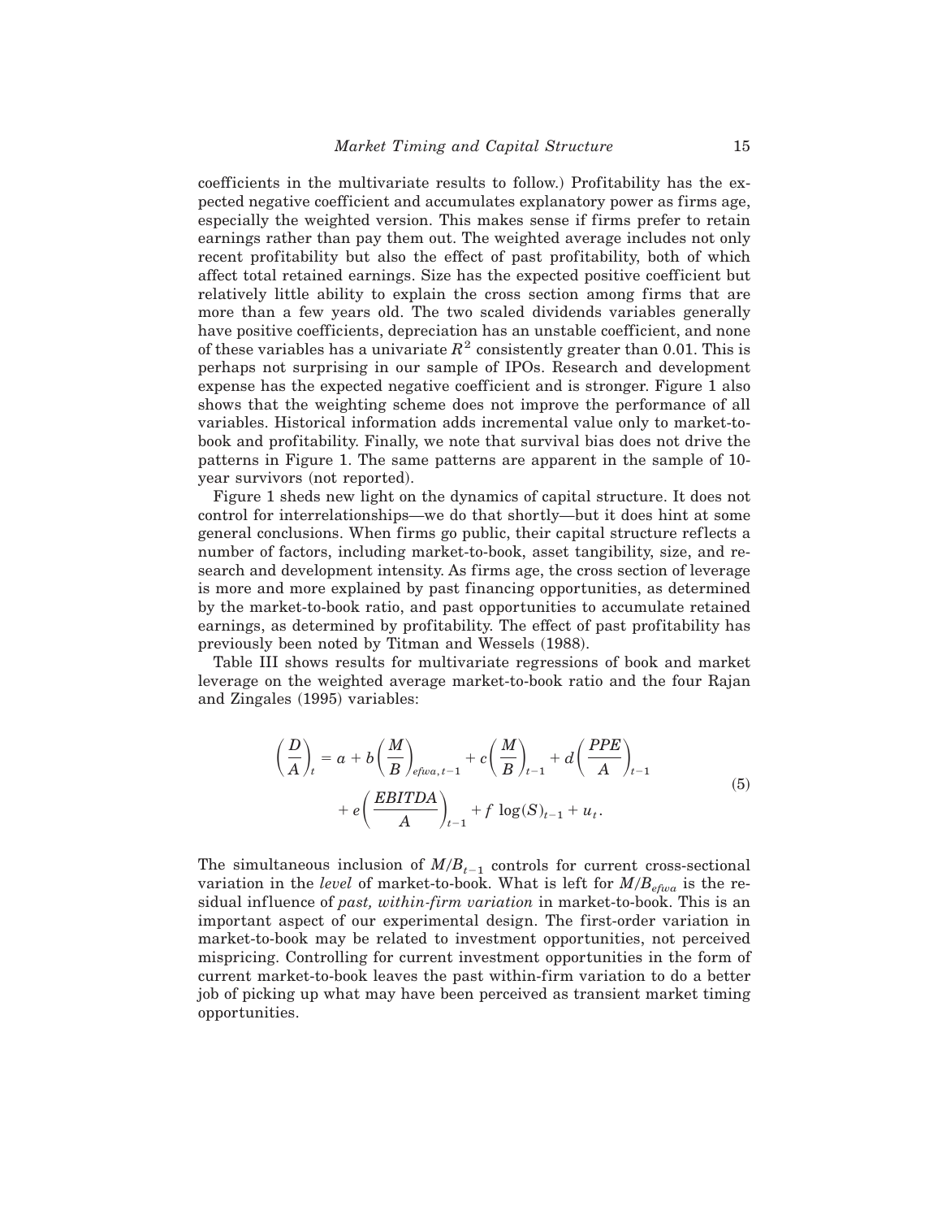coefficients in the multivariate results to follow.) Profitability has the expected negative coefficient and accumulates explanatory power as firms age, especially the weighted version. This makes sense if firms prefer to retain earnings rather than pay them out. The weighted average includes not only recent profitability but also the effect of past profitability, both of which affect total retained earnings. Size has the expected positive coefficient but relatively little ability to explain the cross section among firms that are more than a few years old. The two scaled dividends variables generally have positive coefficients, depreciation has an unstable coefficient, and none of these variables has a univariate $R^2$ consistently greater than 0.01. This is perhaps not surprising in our sample of IPOs. Research and development expense has the expected negative coefficient and is stronger. Figure 1 also shows that the weighting scheme does not improve the performance of all variables. Historical information adds incremental value only to market-to-book and profitability. Finally, we note that survival bias does not drive the patterns in Figure 1. The same patterns are apparent in the sample of 10-year survivors (not reported).

Figure 1 sheds new light on the dynamics of capital structure. It does not control for interrelationships—we do that shortly—but it does hint at some general conclusions. When firms go public, their capital structure reflects a number of factors, including market-to-book, asset tangibility, size, and research and development intensity. As firms age, the cross section of leverage is more and more explained by past financing opportunities, as determined by the market-to-book ratio, and past opportunities to accumulate retained earnings, as determined by profitability. The effect of past profitability has previously been noted by Titman and Wessels (1988).

Table III shows results for multivariate regressions of book and market leverage on the weighted average market-to-book ratio and the four Rajan and Zingales (1995) variables:

$$\left(\frac{D}{A}\right)_t = a + b\left(\frac{M}{B}\right)_{efwa,t-1} + c\left(\frac{M}{B}\right)_{t-1} + d\left(\frac{PPE}{A}\right)_{t-1} + e\left(\frac{EBITDA}{A}\right)_{t-1} + f\,\log(S)_{t-1} + u_t. \tag{5}$$

The simultaneous inclusion of $M/B_{t-1}$ controls for current cross-sectional variation in the *level* of market-to-book. What is left for $M/B_{efwa}$ is the residual influence of *past, within-firm variation* in market-to-book. This is an important aspect of our experimental design. The first-order variation in market-to-book may be related to investment opportunities, not perceived mispricing. Controlling for current investment opportunities in the form of current market-to-book leaves the past within-firm variation to do a better job of picking up what may have been perceived as transient market timing opportunities.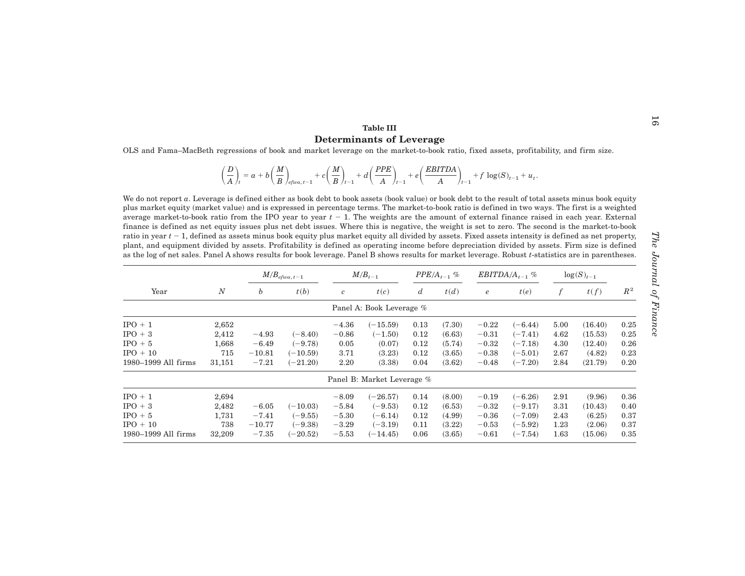**Table III**

## Determinants of Leverage

OLS and Fama–MacBeth regressions of book and market leverage on the market-to-book ratio, fixed assets, profitability, and firm size.

$$\left(\frac{D}{A}\right)_t = a + b\left(\frac{M}{B}\right)_{efwa,t-1} + c\left(\frac{M}{B}\right)_{t-1} + d\left(\frac{PPE}{A}\right)_{t-1} + e\left(\frac{EBITDA}{A}\right)_{t-1} + f\,\log(S)_{t-1} + u_t.$$

We do not report $a$. Leverage is defined either as book debt to book assets (book value) or book debt to the result of total assets minus book equity plus market equity (market value) and is expressed in percentage terms. The market-to-book ratio is defined in two ways. The first is a weighted average market-to-book ratio from the IPO year to year $t-1$. The weights are the amount of external finance raised in each year. External finance is defined as net equity issues plus net debt issues. Where this is negative, the weight is set to zero. The second is the market-to-book ratio in year $t-1$, defined as assets minus book equity plus market equity all divided by assets. Fixed assets intensity is defined as net property, plant, and equipment divided by assets. Profitability is defined as operating income before depreciation divided by assets. Firm size is defined as the log of net sales. Panel A shows results for book leverage. Panel B shows results for market leverage. Robust $t$-statistics are in parentheses.

| | | $M/B_{efwa,t-1}$ | | $M/B_{t-1}$ | | $PPE/A_{t-1}$ % | | $EBITDA/A_{t-1}$ % | | $\log(S)_{t-1}$ | | |
|---|---|---|---|---|---|---|---|---|---|---|---|---|
| Year | $N$ | $b$ | $t(b)$ | $c$ | $t(c)$ | $d$ | $t(d)$ | $e$ | $t(e)$ | $f$ | $t(f)$ | $R^2$ |
| **Panel A: Book Leverage %** | | | | | | | | | | | | |
| IPO + 1 | 2,652 | | | −4.36 | (−15.59) | 0.13 | (7.30) | −0.22 | (−6.44) | 5.00 | (16.40) | 0.25 |
| IPO + 3 | 2,412 | −4.93 | (−8.40) | −0.86 | (−1.50) | 0.12 | (6.63) | −0.31 | (−7.41) | 4.62 | (15.53) | 0.25 |
| IPO + 5 | 1,668 | −6.49 | (−9.78) | 0.05 | (0.07) | 0.12 | (5.74) | −0.32 | (−7.18) | 4.30 | (12.40) | 0.26 |
| IPO + 10 | 715 | −10.81 | (−10.59) | 3.71 | (3.23) | 0.12 | (3.65) | −0.38 | (−5.01) | 2.67 | (4.82) | 0.23 |
| 1980–1999 All firms | 31,151 | −7.21 | (−21.20) | 2.20 | (3.38) | 0.04 | (3.62) | −0.48 | (−7.20) | 2.84 | (21.79) | 0.20 |
| **Panel B: Market Leverage %** | | | | | | | | | | | | |
| IPO + 1 | 2,694 | | | −8.09 | (−26.57) | 0.14 | (8.00) | −0.19 | (−6.26) | 2.91 | (9.96) | 0.36 |
| IPO + 3 | 2,482 | −6.05 | (−10.03) | −5.84 | (−9.53) | 0.12 | (6.53) | −0.32 | (−9.17) | 3.31 | (10.43) | 0.40 |
| IPO + 5 | 1,731 | −7.41 | (−9.55) | −5.30 | (−6.14) | 0.12 | (4.99) | −0.36 | (−7.09) | 2.43 | (6.25) | 0.37 |
| IPO + 10 | 738 | −10.77 | (−9.38) | −3.29 | (−3.19) | 0.11 | (3.22) | −0.53 | (−5.92) | 1.23 | (2.06) | 0.37 |
| 1980–1999 All firms | 32,209 | −7.35 | (−20.52) | −5.53 | (−14.45) | 0.06 | (3.65) | −0.61 | (−7.54) | 1.63 | (15.06) | 0.35 |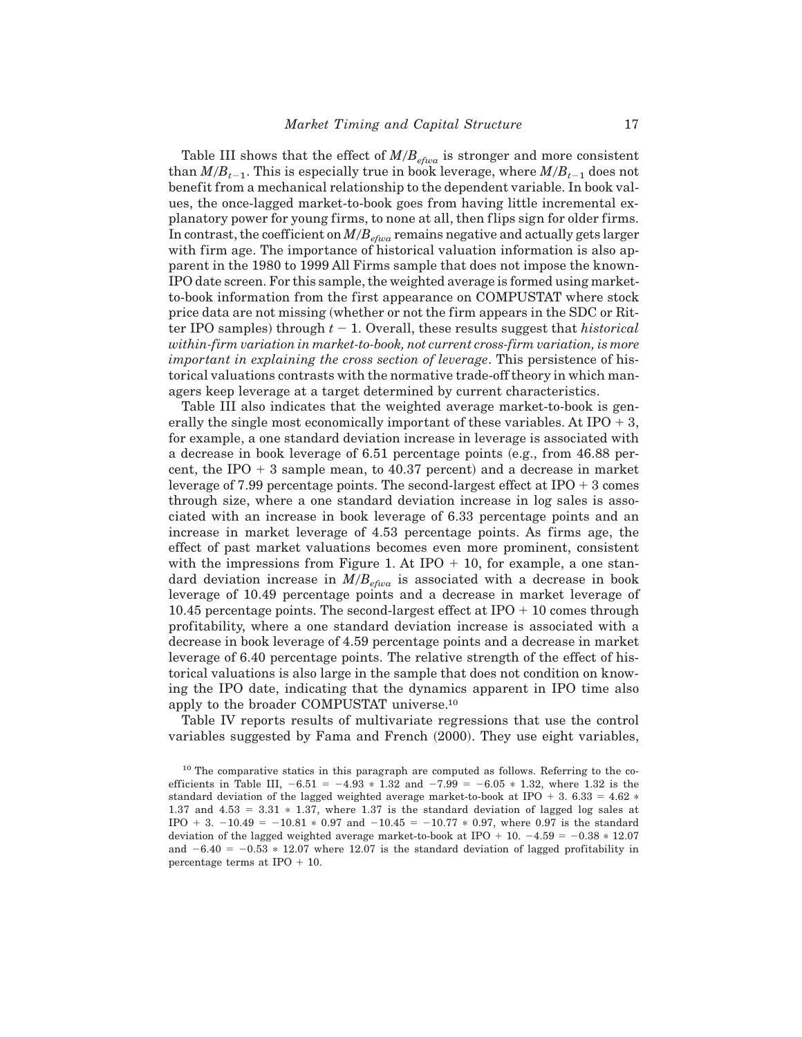Table III shows that the effect of $M/B_{efwa}$ is stronger and more consistent than $M/B_{t-1}$. This is especially true in book leverage, where $M/B_{t-1}$ does not benefit from a mechanical relationship to the dependent variable. In book values, the once-lagged market-to-book goes from having little incremental explanatory power for young firms, to none at all, then flips sign for older firms. In contrast, the coefficient on $M/B_{efwa}$ remains negative and actually gets larger with firm age. The importance of historical valuation information is also apparent in the 1980 to 1999 All Firms sample that does not impose the known-IPO date screen. For this sample, the weighted average is formed using market-to-book information from the first appearance on COMPUSTAT where stock price data are not missing (whether or not the firm appears in the SDC or Ritter IPO samples) through $t - 1$. Overall, these results suggest that *historical within-firm variation in market-to-book, not current cross-firm variation, is more important in explaining the cross section of leverage*. This persistence of historical valuations contrasts with the normative trade-off theory in which managers keep leverage at a target determined by current characteristics.

Table III also indicates that the weighted average market-to-book is generally the single most economically important of these variables. At IPO + 3, for example, a one standard deviation increase in leverage is associated with a decrease in book leverage of 6.51 percentage points (e.g., from 46.88 percent, the IPO + 3 sample mean, to 40.37 percent) and a decrease in market leverage of 7.99 percentage points. The second-largest effect at IPO + 3 comes through size, where a one standard deviation increase in log sales is associated with an increase in book leverage of 6.33 percentage points and an increase in market leverage of 4.53 percentage points. As firms age, the effect of past market valuations becomes even more prominent, consistent with the impressions from Figure 1. At IPO + 10, for example, a one standard deviation increase in $M/B_{efwa}$ is associated with a decrease in book leverage of 10.49 percentage points and a decrease in market leverage of 10.45 percentage points. The second-largest effect at IPO + 10 comes through profitability, where a one standard deviation increase is associated with a decrease in book leverage of 4.59 percentage points and a decrease in market leverage of 6.40 percentage points. The relative strength of the effect of historical valuations is also large in the sample that does not condition on knowing the IPO date, indicating that the dynamics apparent in IPO time also apply to the broader COMPUSTAT universe.[10]

Table IV reports results of multivariate regressions that use the control variables suggested by Fama and French (2000). They use eight variables,

[10] The comparative statics in this paragraph are computed as follows. Referring to the coefficients in Table III, $-6.51 = -4.93 * 1.32$ and $-7.99 = -6.05 * 1.32$, where 1.32 is the standard deviation of the lagged weighted average market-to-book at IPO + 3. $6.33 = 4.62 * 1.37$ and $4.53 = 3.31 * 1.37$, where 1.37 is the standard deviation of lagged log sales at IPO + 3. $-10.49 = -10.81 * 0.97$ and $-10.45 = -10.77 * 0.97$, where 0.97 is the standard deviation of the lagged weighted average market-to-book at IPO + 10. $-4.59 = -0.38 * 12.07$ and $-6.40 = -0.53 * 12.07$ where 12.07 is the standard deviation of lagged profitability in percentage terms at IPO + 10.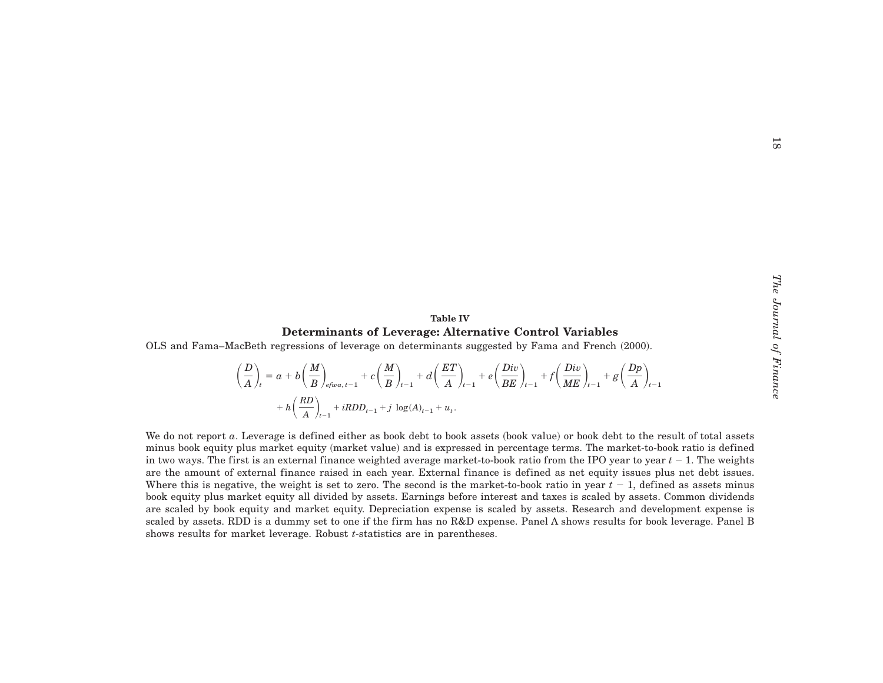**Table IV**

**Determinants of Leverage: Alternative Control Variables**

OLS and Fama–MacBeth regressions of leverage on determinants suggested by Fama and French (2000).

$$\left(\frac{D}{A}\right)_t = a + b\left(\frac{M}{B}\right)_{efwa,t-1} + c\left(\frac{M}{B}\right)_{t-1} + d\left(\frac{ET}{A}\right)_{t-1} + e\left(\frac{Div}{BE}\right)_{t-1} + f\left(\frac{Div}{ME}\right)_{t-1} + g\left(\frac{Dp}{A}\right)_{t-1} + h\left(\frac{RD}{A}\right)_{t-1} + iRDD_{t-1} + j\ \log(A)_{t-1} + u_t.$$

We do not report $a$. Leverage is defined either as book debt to book assets (book value) or book debt to the result of total assets minus book equity plus market equity (market value) and is expressed in percentage terms. The market-to-book ratio is defined in two ways. The first is an external finance weighted average market-to-book ratio from the IPO year to year $t-1$. The weights are the amount of external finance raised in each year. External finance is defined as net equity issues plus net debt issues. Where this is negative, the weight is set to zero. The second is the market-to-book ratio in year $t-1$, defined as assets minus book equity plus market equity all divided by assets. Earnings before interest and taxes is scaled by assets. Common dividends are scaled by book equity and market equity. Depreciation expense is scaled by assets. Research and development expense is scaled by assets. RDD is a dummy set to one if the firm has no R&D expense. Panel A shows results for book leverage. Panel B shows results for market leverage. Robust $t$-statistics are in parentheses.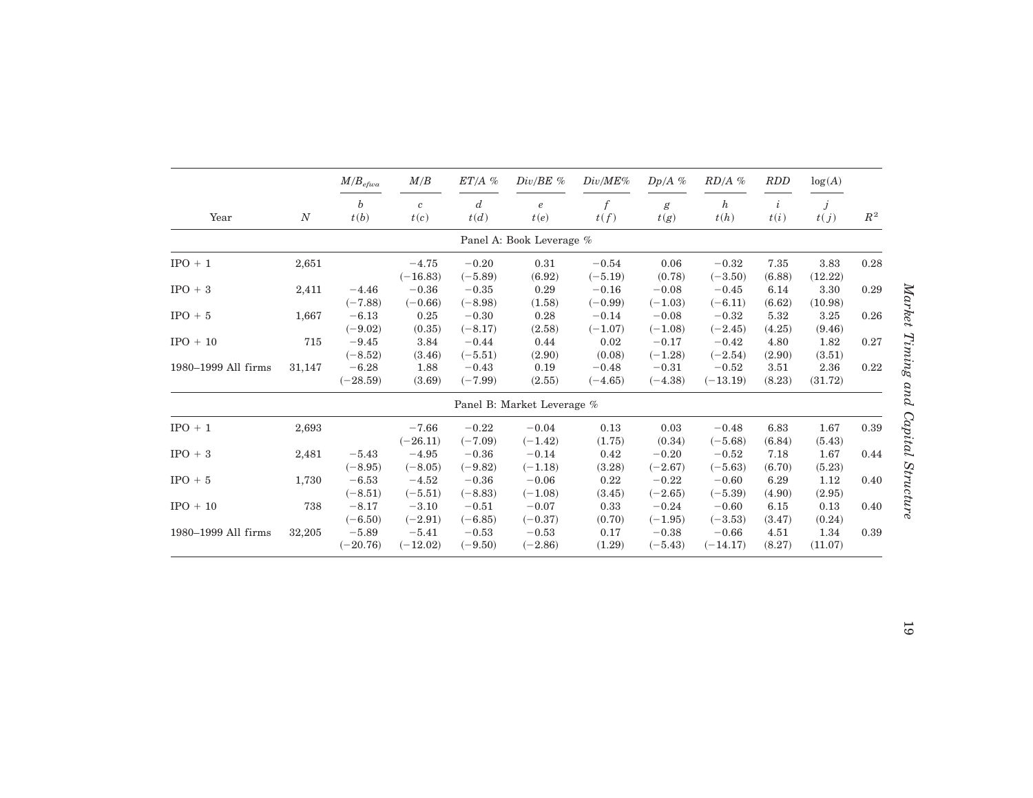| Year | $N$ | $M/B_{efwa}$ $b$ $t(b)$ | $M/B$ $c$ $t(c)$ | $ET/A$ % $d$ $t(d)$ | $Div/BE$ % $e$ $t(e)$ | $Div/ME$% $f$ $t(f)$ | $Dp/A$ % $g$ $t(g)$ | $RD/A$ % $h$ $t(h)$ | $RDD$ $i$ $t(i)$ | $\log(A)$ $j$ $t(j)$ | $R^2$ |
|---|---|---|---|---|---|---|---|---|---|---|---|
| **Panel A: Book Leverage %** | | | | | | | | | | | |
| IPO + 1 | 2,651 | | −4.75 | −0.20 | 0.31 | −0.54 | 0.06 | −0.32 | 7.35 | 3.83 | 0.28 |
| | | | (−16.83) | (−5.89) | (6.92) | (−5.19) | (0.78) | (−3.50) | (6.88) | (12.22) | |
| IPO + 3 | 2,411 | −4.46 | −0.36 | −0.35 | 0.29 | −0.16 | −0.08 | −0.45 | 6.14 | 3.30 | 0.29 |
| | | (−7.88) | (−0.66) | (−8.98) | (1.58) | (−0.99) | (−1.03) | (−6.11) | (6.62) | (10.98) | |
| IPO + 5 | 1,667 | −6.13 | 0.25 | −0.30 | 0.28 | −0.14 | −0.08 | −0.32 | 5.32 | 3.25 | 0.26 |
| | | (−9.02) | (0.35) | (−8.17) | (2.58) | (−1.07) | (−1.08) | (−2.45) | (4.25) | (9.46) | |
| IPO + 10 | 715 | −9.45 | 3.84 | −0.44 | 0.44 | 0.02 | −0.17 | −0.42 | 4.80 | 1.82 | 0.27 |
| | | (−8.52) | (3.46) | (−5.51) | (2.90) | (0.08) | (−1.28) | (−2.54) | (2.90) | (3.51) | |
| 1980–1999 All firms | 31,147 | −6.28 | 1.88 | −0.43 | 0.19 | −0.48 | −0.31 | −0.52 | 3.51 | 2.36 | 0.22 |
| | | (−28.59) | (3.69) | (−7.99) | (2.55) | (−4.65) | (−4.38) | (−13.19) | (8.23) | (31.72) | |
| **Panel B: Market Leverage %** | | | | | | | | | | | |
| IPO + 1 | 2,693 | | −7.66 | −0.22 | −0.04 | 0.13 | 0.03 | −0.48 | 6.83 | 1.67 | 0.39 |
| | | | (−26.11) | (−7.09) | (−1.42) | (1.75) | (0.34) | (−5.68) | (6.84) | (5.43) | |
| IPO + 3 | 2,481 | −5.43 | −4.95 | −0.36 | −0.14 | 0.42 | −0.20 | −0.52 | 7.18 | 1.67 | 0.44 |
| | | (−8.95) | (−8.05) | (−9.82) | (−1.18) | (3.28) | (−2.67) | (−5.63) | (6.70) | (5.23) | |
| IPO + 5 | 1,730 | −6.53 | −4.52 | −0.36 | −0.06 | 0.22 | −0.22 | −0.60 | 6.29 | 1.12 | 0.40 |
| | | (−8.51) | (−5.51) | (−8.83) | (−1.08) | (3.45) | (−2.65) | (−5.39) | (4.90) | (2.95) | |
| IPO + 10 | 738 | −8.17 | −3.10 | −0.51 | −0.07 | 0.33 | −0.24 | −0.60 | 6.15 | 0.13 | 0.40 |
| | | (−6.50) | (−2.91) | (−6.85) | (−0.37) | (0.70) | (−1.95) | (−3.53) | (3.47) | (0.24) | |
| 1980–1999 All firms | 32,205 | −5.89 | −5.41 | −0.53 | −0.53 | 0.17 | −0.38 | −0.66 | 4.51 | 1.34 | 0.39 |
| | | (−20.76) | (−12.02) | (−9.50) | (−2.86) | (1.29) | (−5.43) | (−14.17) | (8.27) | (11.07) | |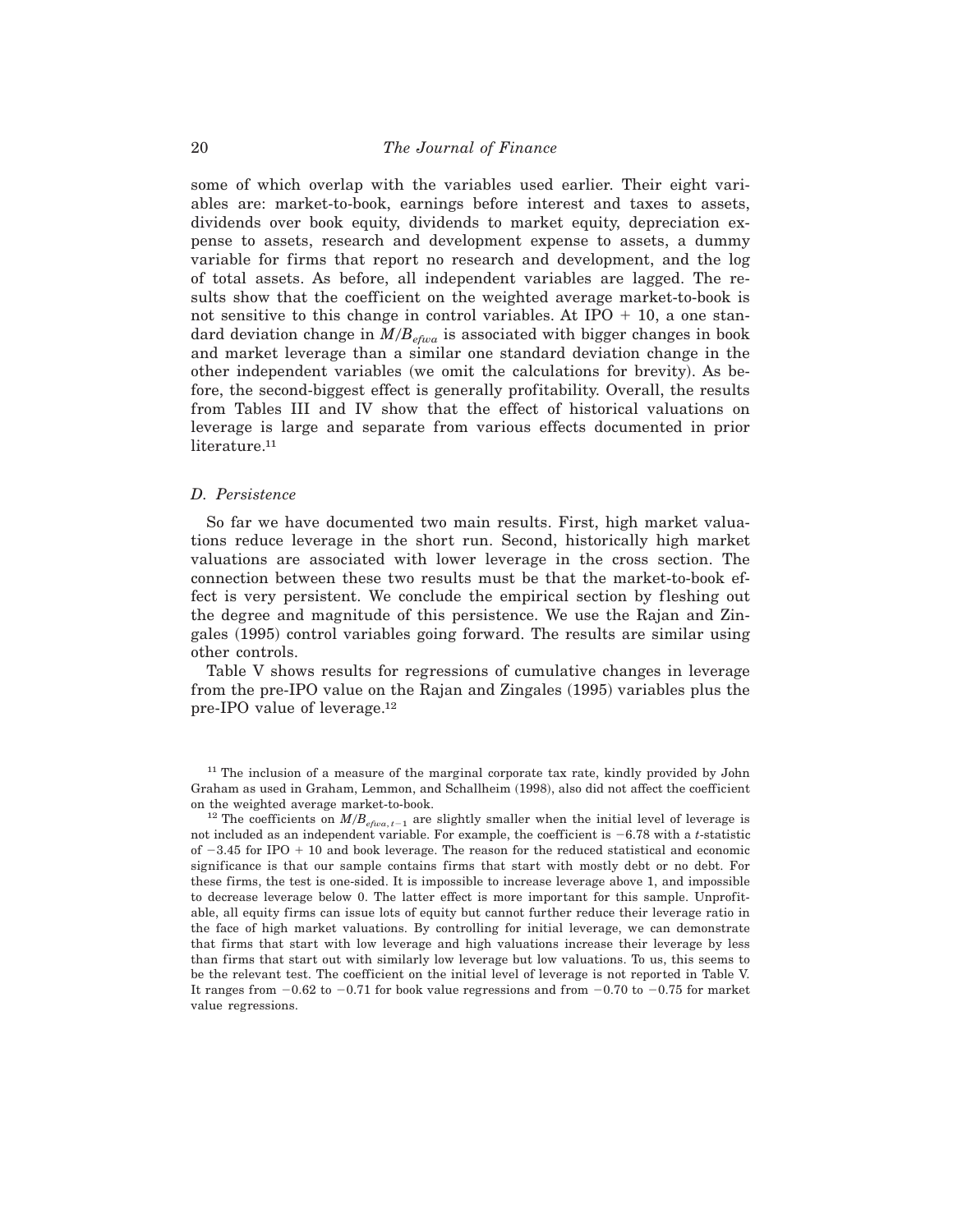some of which overlap with the variables used earlier. Their eight variables are: market-to-book, earnings before interest and taxes to assets, dividends over book equity, dividends to market equity, depreciation expense to assets, research and development expense to assets, a dummy variable for firms that report no research and development, and the log of total assets. As before, all independent variables are lagged. The results show that the coefficient on the weighted average market-to-book is not sensitive to this change in control variables. At IPO + 10, a one standard deviation change in $M/B_{efwa}$ is associated with bigger changes in book and market leverage than a similar one standard deviation change in the other independent variables (we omit the calculations for brevity). As before, the second-biggest effect is generally profitability. Overall, the results from Tables III and IV show that the effect of historical valuations on leverage is large and separate from various effects documented in prior literature.[11]

### *D. Persistence*

So far we have documented two main results. First, high market valuations reduce leverage in the short run. Second, historically high market valuations are associated with lower leverage in the cross section. The connection between these two results must be that the market-to-book effect is very persistent. We conclude the empirical section by fleshing out the degree and magnitude of this persistence. We use the Rajan and Zingales (1995) control variables going forward. The results are similar using other controls.

Table V shows results for regressions of cumulative changes in leverage from the pre-IPO value on the Rajan and Zingales (1995) variables plus the pre-IPO value of leverage.[12]

[11] The inclusion of a measure of the marginal corporate tax rate, kindly provided by John Graham as used in Graham, Lemmon, and Schallheim (1998), also did not affect the coefficient on the weighted average market-to-book.

[12] The coefficients on $M/B_{efwa,t-1}$ are slightly smaller when the initial level of leverage is not included as an independent variable. For example, the coefficient is $-6.78$ with a $t$-statistic of $-3.45$ for IPO + 10 and book leverage. The reason for the reduced statistical and economic significance is that our sample contains firms that start with mostly debt or no debt. For these firms, the test is one-sided. It is impossible to increase leverage above 1, and impossible to decrease leverage below 0. The latter effect is more important for this sample. Unprofitable, all equity firms can issue lots of equity but cannot further reduce their leverage ratio in the face of high market valuations. By controlling for initial leverage, we can demonstrate that firms that start with low leverage and high valuations increase their leverage by less than firms that start out with similarly low leverage but low valuations. To us, this seems to be the relevant test. The coefficient on the initial level of leverage is not reported in Table V. It ranges from $-0.62$ to $-0.71$ for book value regressions and from $-0.70$ to $-0.75$ for market value regressions.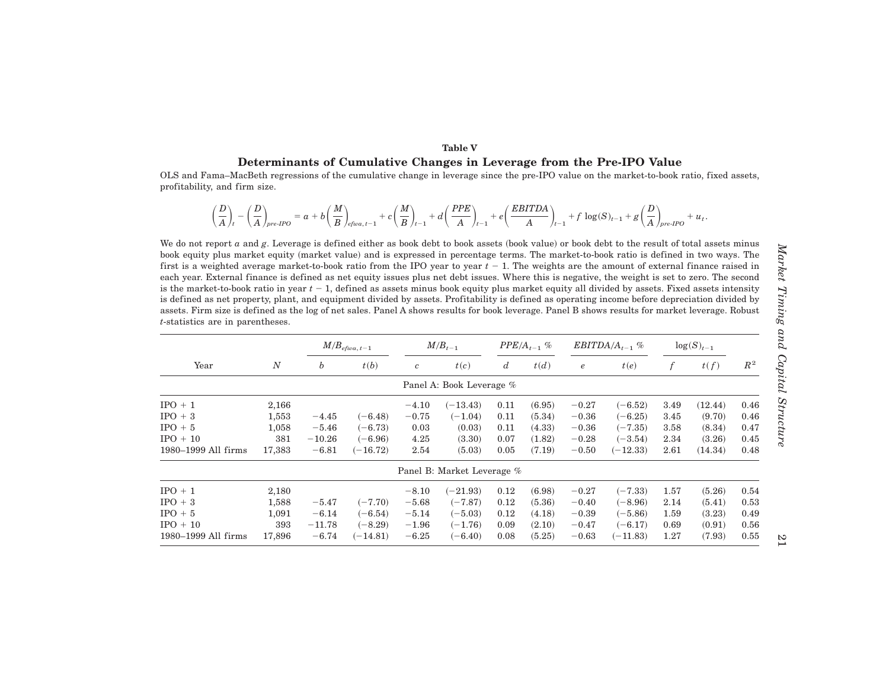**Table V**

## Determinants of Cumulative Changes in Leverage from the Pre-IPO Value

OLS and Fama–MacBeth regressions of the cumulative change in leverage since the pre-IPO value on the market-to-book ratio, fixed assets, profitability, and firm size.

$$\left(\frac{D}{A}\right)_t - \left(\frac{D}{A}\right)_{pre\text{-}IPO} = a + b\left(\frac{M}{B}\right)_{efwa,t-1} + c\left(\frac{M}{B}\right)_{t-1} + d\left(\frac{PPE}{A}\right)_{t-1} + e\left(\frac{EBITDA}{A}\right)_{t-1} + f\,\log(S)_{t-1} + g\left(\frac{D}{A}\right)_{pre\text{-}IPO} + u_t.$$

We do not report $a$ and $g$. Leverage is defined either as book debt to book assets (book value) or book debt to the result of total assets minus book equity plus market equity (market value) and is expressed in percentage terms. The market-to-book ratio is defined in two ways. The first is a weighted average market-to-book ratio from the IPO year to year $t-1$. The weights are the amount of external finance raised in each year. External finance is defined as net equity issues plus net debt issues. Where this is negative, the weight is set to zero. The second is the market-to-book ratio in year $t-1$, defined as assets minus book equity plus market equity all divided by assets. Fixed assets intensity is defined as net property, plant, and equipment divided by assets. Profitability is defined as operating income before depreciation divided by assets. Firm size is defined as the log of net sales. Panel A shows results for book leverage. Panel B shows results for market leverage. Robust $t$-statistics are in parentheses.

| | | $M/B_{efwa,t-1}$ | | $M/B_{t-1}$ | | $PPE/A_{t-1}$ % | | $EBITDA/A_{t-1}$ % | | $\log(S)_{t-1}$ | | |
|---|---|---|---|---|---|---|---|---|---|---|---|---|
| Year | $N$ | $b$ | $t(b)$ | $c$ | $t(c)$ | $d$ | $t(d)$ | $e$ | $t(e)$ | $f$ | $t(f)$ | $R^2$ |
| **Panel A: Book Leverage %** | | | | | | | | | | | | |
| IPO + 1 | 2,166 | | | −4.10 | (−13.43) | 0.11 | (6.95) | −0.27 | (−6.52) | 3.49 | (12.44) | 0.46 |
| IPO + 3 | 1,553 | −4.45 | (−6.48) | −0.75 | (−1.04) | 0.11 | (5.34) | −0.36 | (−6.25) | 3.45 | (9.70) | 0.46 |
| IPO + 5 | 1,058 | −5.46 | (−6.73) | 0.03 | (0.03) | 0.11 | (4.33) | −0.36 | (−7.35) | 3.58 | (8.34) | 0.47 |
| IPO + 10 | 381 | −10.26 | (−6.96) | 4.25 | (3.30) | 0.07 | (1.82) | −0.28 | (−3.54) | 2.34 | (3.26) | 0.45 |
| 1980–1999 All firms | 17,383 | −6.81 | (−16.72) | 2.54 | (5.03) | 0.05 | (7.19) | −0.50 | (−12.33) | 2.61 | (14.34) | 0.48 |
| **Panel B: Market Leverage %** | | | | | | | | | | | | |
| IPO + 1 | 2,180 | | | −8.10 | (−21.93) | 0.12 | (6.98) | −0.27 | (−7.33) | 1.57 | (5.26) | 0.54 |
| IPO + 3 | 1,588 | −5.47 | (−7.70) | −5.68 | (−7.87) | 0.12 | (5.36) | −0.40 | (−8.96) | 2.14 | (5.41) | 0.53 |
| IPO + 5 | 1,091 | −6.14 | (−6.54) | −5.14 | (−5.03) | 0.12 | (4.18) | −0.39 | (−5.86) | 1.59 | (3.23) | 0.49 |
| IPO + 10 | 393 | −11.78 | (−8.29) | −1.96 | (−1.76) | 0.09 | (2.10) | −0.47 | (−6.17) | 0.69 | (0.91) | 0.56 |
| 1980–1999 All firms | 17,896 | −6.74 | (−14.81) | −6.25 | (−6.40) | 0.08 | (5.25) | −0.63 | (−11.83) | 1.27 | (7.93) | 0.55 |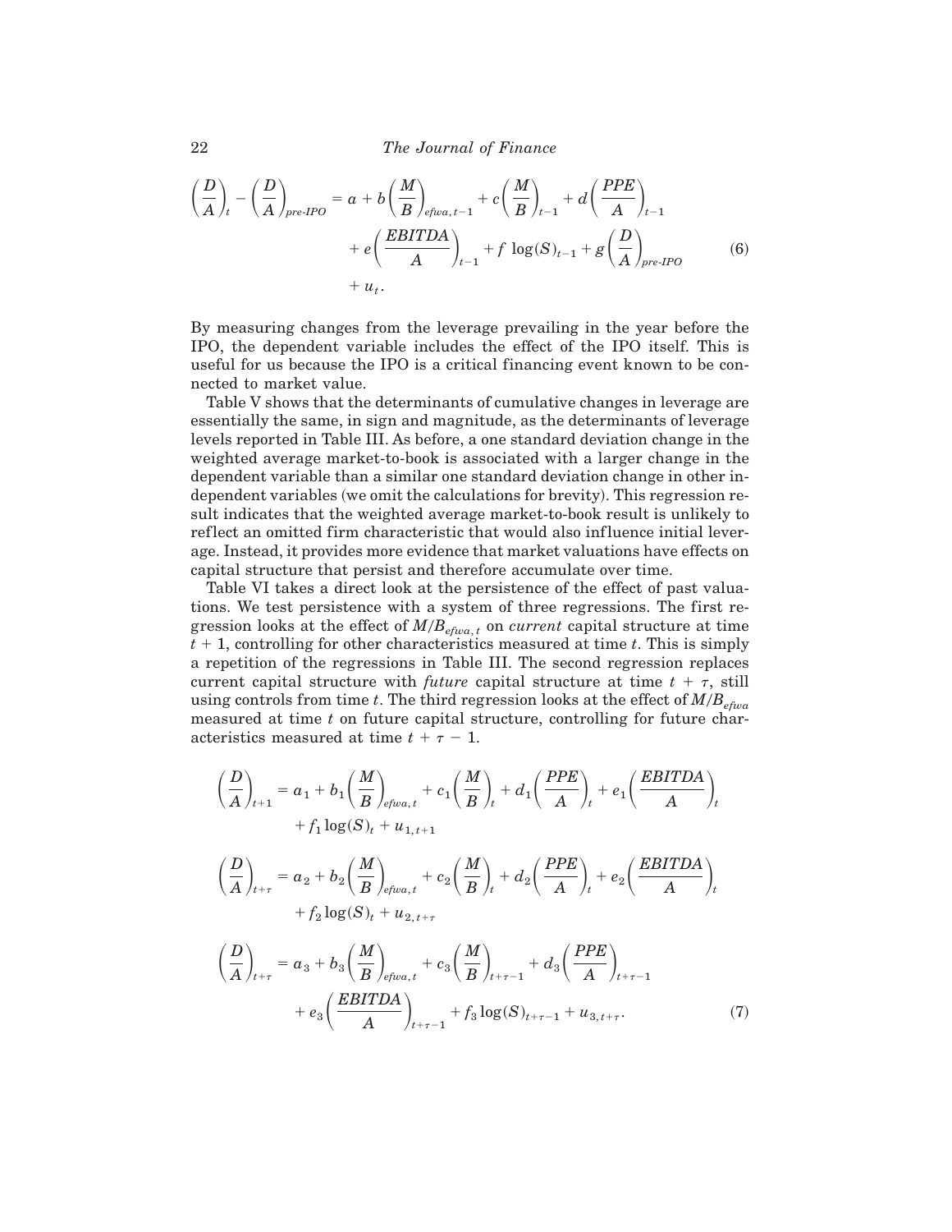$$\left(\frac{D}{A}\right)_t - \left(\frac{D}{A}\right)_{pre\text{-}IPO} = a + b\left(\frac{M}{B}\right)_{efwa,t-1} + c\left(\frac{M}{B}\right)_{t-1} + d\left(\frac{PPE}{A}\right)_{t-1} + e\left(\frac{EBITDA}{A}\right)_{t-1} + f\,\log(S)_{t-1} + g\left(\frac{D}{A}\right)_{pre\text{-}IPO} + u_t. \tag{6}$$

By measuring changes from the leverage prevailing in the year before the IPO, the dependent variable includes the effect of the IPO itself. This is useful for us because the IPO is a critical financing event known to be connected to market value.

Table V shows that the determinants of cumulative changes in leverage are essentially the same, in sign and magnitude, as the determinants of leverage levels reported in Table III. As before, a one standard deviation change in the weighted average market-to-book is associated with a larger change in the dependent variable than a similar one standard deviation change in other independent variables (we omit the calculations for brevity). This regression result indicates that the weighted average market-to-book result is unlikely to reflect an omitted firm characteristic that would also influence initial leverage. Instead, it provides more evidence that market valuations have effects on capital structure that persist and therefore accumulate over time.

Table VI takes a direct look at the persistence of the effect of past valuations. We test persistence with a system of three regressions. The first regression looks at the effect of $M/B_{efwa,t}$ on *current* capital structure at time $t+1$, controlling for other characteristics measured at time $t$. This is simply a repetition of the regressions in Table III. The second regression replaces current capital structure with *future* capital structure at time $t+\tau$, still using controls from time $t$. The third regression looks at the effect of $M/B_{efwa}$ measured at time $t$ on future capital structure, controlling for future characteristics measured at time $t+\tau-1$.

$$\left(\frac{D}{A}\right)_{t+1} = a_1 + b_1\left(\frac{M}{B}\right)_{efwa,t} + c_1\left(\frac{M}{B}\right)_t + d_1\left(\frac{PPE}{A}\right)_t + e_1\left(\frac{EBITDA}{A}\right)_t + f_1\log(S)_t + u_{1,t+1}$$

$$\left(\frac{D}{A}\right)_{t+\tau} = a_2 + b_2\left(\frac{M}{B}\right)_{efwa,t} + c_2\left(\frac{M}{B}\right)_t + d_2\left(\frac{PPE}{A}\right)_t + e_2\left(\frac{EBITDA}{A}\right)_t + f_2\log(S)_t + u_{2,t+\tau}$$

$$\left(\frac{D}{A}\right)_{t+\tau} = a_3 + b_3\left(\frac{M}{B}\right)_{efwa,t} + c_3\left(\frac{M}{B}\right)_{t+\tau-1} + d_3\left(\frac{PPE}{A}\right)_{t+\tau-1} + e_3\left(\frac{EBITDA}{A}\right)_{t+\tau-1} + f_3\log(S)_{t+\tau-1} + u_{3,t+\tau}. \tag{7}$$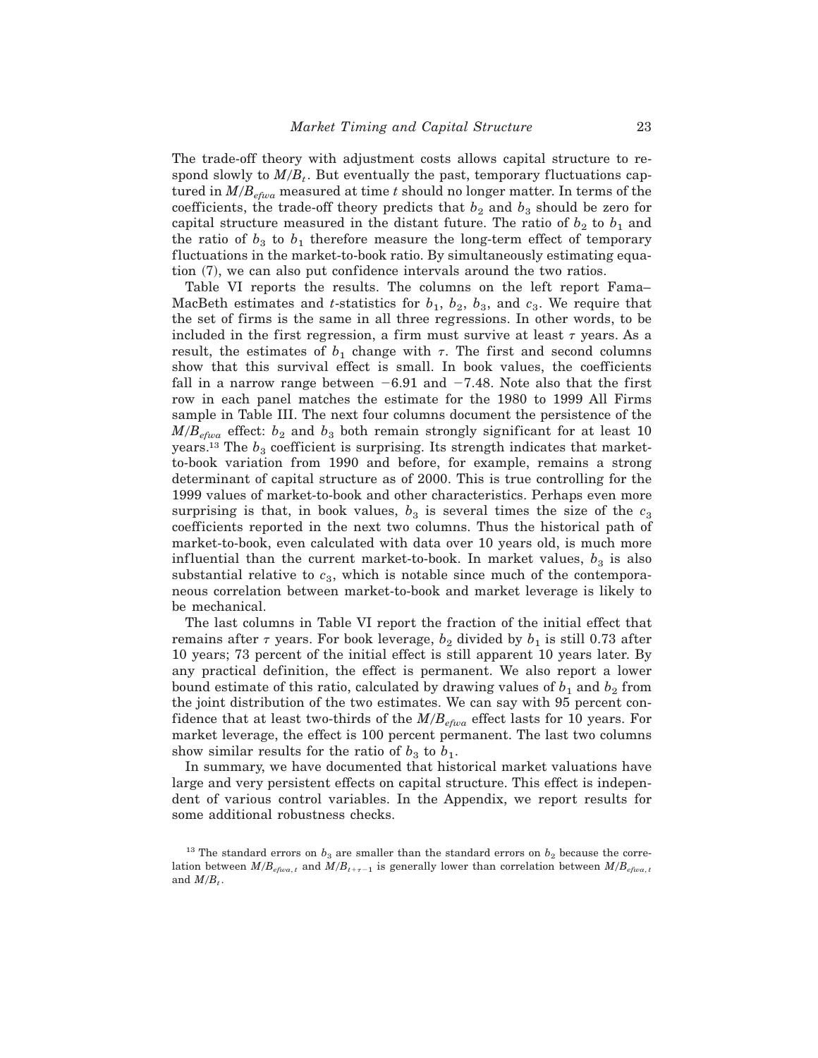The trade-off theory with adjustment costs allows capital structure to respond slowly to $M/B_t$. But eventually the past, temporary fluctuations captured in $M/B_{efwa}$ measured at time $t$ should no longer matter. In terms of the coefficients, the trade-off theory predicts that $b_2$ and $b_3$ should be zero for capital structure measured in the distant future. The ratio of $b_2$ to $b_1$ and the ratio of $b_3$ to $b_1$ therefore measure the long-term effect of temporary fluctuations in the market-to-book ratio. By simultaneously estimating equation (7), we can also put confidence intervals around the two ratios.

Table VI reports the results. The columns on the left report Fama–MacBeth estimates and $t$-statistics for $b_1$, $b_2$, $b_3$, and $c_3$. We require that the set of firms is the same in all three regressions. In other words, to be included in the first regression, a firm must survive at least $\tau$ years. As a result, the estimates of $b_1$ change with $\tau$. The first and second columns show that this survival effect is small. In book values, the coefficients fall in a narrow range between $-6.91$ and $-7.48$. Note also that the first row in each panel matches the estimate for the 1980 to 1999 All Firms sample in Table III. The next four columns document the persistence of the $M/B_{efwa}$ effect: $b_2$ and $b_3$ both remain strongly significant for at least 10 years.[13] The $b_3$ coefficient is surprising. Its strength indicates that market-to-book variation from 1990 and before, for example, remains a strong determinant of capital structure as of 2000. This is true controlling for the 1999 values of market-to-book and other characteristics. Perhaps even more surprising is that, in book values, $b_3$ is several times the size of the $c_3$ coefficients reported in the next two columns. Thus the historical path of market-to-book, even calculated with data over 10 years old, is much more influential than the current market-to-book. In market values, $b_3$ is also substantial relative to $c_3$, which is notable since much of the contemporaneous correlation between market-to-book and market leverage is likely to be mechanical.

The last columns in Table VI report the fraction of the initial effect that remains after $\tau$ years. For book leverage, $b_2$ divided by $b_1$ is still 0.73 after 10 years; 73 percent of the initial effect is still apparent 10 years later. By any practical definition, the effect is permanent. We also report a lower bound estimate of this ratio, calculated by drawing values of $b_1$ and $b_2$ from the joint distribution of the two estimates. We can say with 95 percent confidence that at least two-thirds of the $M/B_{efwa}$ effect lasts for 10 years. For market leverage, the effect is 100 percent permanent. The last two columns show similar results for the ratio of $b_3$ to $b_1$.

In summary, we have documented that historical market valuations have large and very persistent effects on capital structure. This effect is independent of various control variables. In the Appendix, we report results for some additional robustness checks.

[13] The standard errors on $b_3$ are smaller than the standard errors on $b_2$ because the correlation between $M/B_{efwa,t}$ and $M/B_{t+\tau-1}$ is generally lower than correlation between $M/B_{efwa,t}$ and $M/B_t$.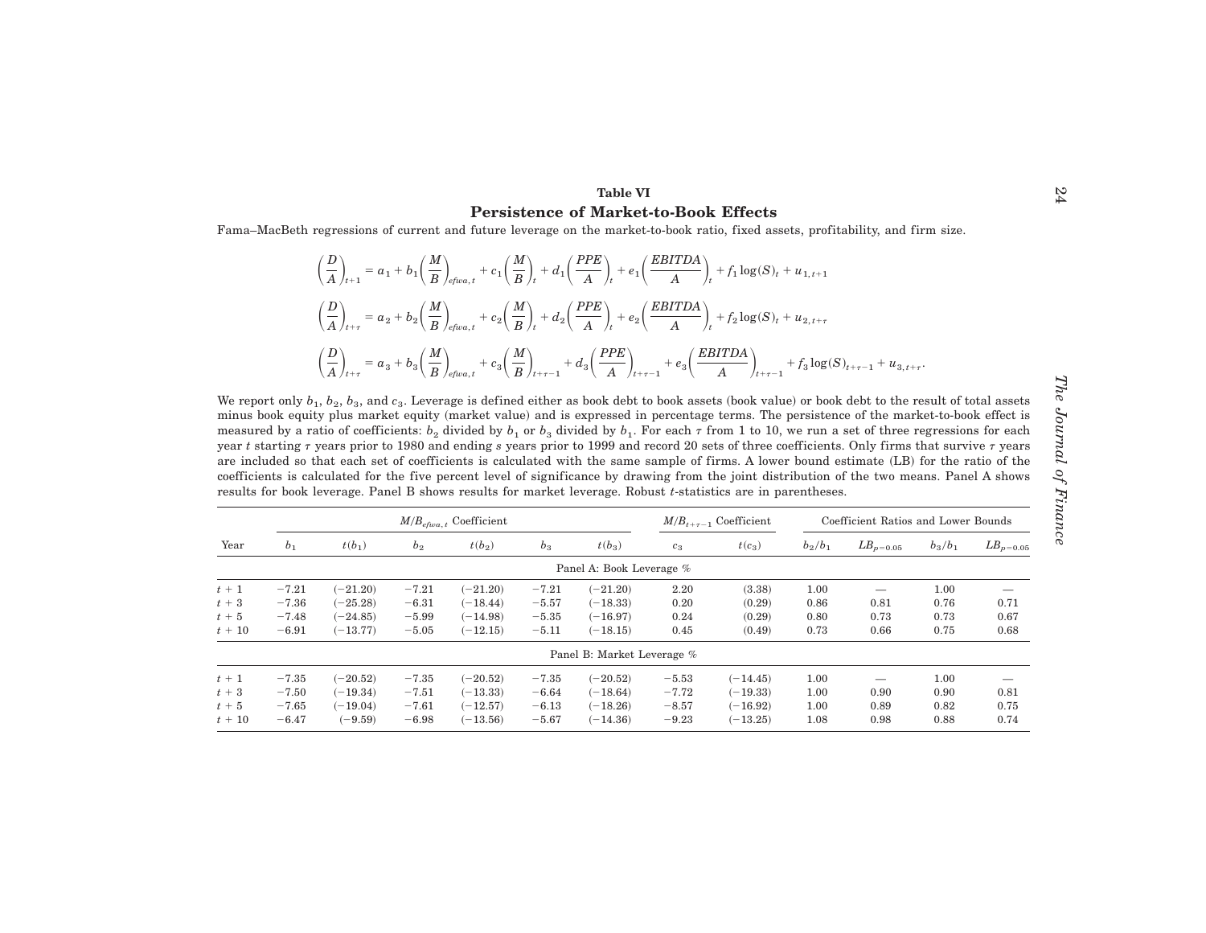**Table VI**

**Persistence of Market-to-Book Effects**

Fama–MacBeth regressions of current and future leverage on the market-to-book ratio, fixed assets, profitability, and firm size.

$$\left(\frac{D}{A}\right)_{t+1} = a_1 + b_1\left(\frac{M}{B}\right)_{efwa,t} + c_1\left(\frac{M}{B}\right)_t + d_1\left(\frac{PPE}{A}\right)_t + e_1\left(\frac{EBITDA}{A}\right)_t + f_1\log(S)_t + u_{1,t+1}$$

$$\left(\frac{D}{A}\right)_{t+\tau} = a_2 + b_2\left(\frac{M}{B}\right)_{efwa,t} + c_2\left(\frac{M}{B}\right)_t + d_2\left(\frac{PPE}{A}\right)_t + e_2\left(\frac{EBITDA}{A}\right)_t + f_2\log(S)_t + u_{2,t+\tau}$$

$$\left(\frac{D}{A}\right)_{t+\tau} = a_3 + b_3\left(\frac{M}{B}\right)_{efwa,t} + c_3\left(\frac{M}{B}\right)_{t+\tau-1} + d_3\left(\frac{PPE}{A}\right)_{t+\tau-1} + e_3\left(\frac{EBITDA}{A}\right)_{t+\tau-1} + f_3\log(S)_{t+\tau-1} + u_{3,t+\tau}.$$

We report only $b_1$, $b_2$, $b_3$, and $c_3$. Leverage is defined either as book debt to book assets (book value) or book debt to the result of total assets minus book equity plus market equity (market value) and is expressed in percentage terms. The persistence of the market-to-book effect is measured by a ratio of coefficients: $b_2$ divided by $b_1$ or $b_3$ divided by $b_1$. For each $\tau$ from 1 to 10, we run a set of three regressions for each year $t$ starting $\tau$ years prior to 1980 and ending $s$ years prior to 1999 and record 20 sets of three coefficients. Only firms that survive $\tau$ years are included so that each set of coefficients is calculated with the same sample of firms. A lower bound estimate (LB) for the ratio of the coefficients is calculated for the five percent level of significance by drawing from the joint distribution of the two means. Panel A shows results for book leverage. Panel B shows results for market leverage. Robust $t$-statistics are in parentheses.

| | $M/B_{efwa,t}$ Coefficient | | | | | | $M/B_{t+\tau-1}$ Coefficient | | Coefficient Ratios and Lower Bounds | | | |
|---|---|---|---|---|---|---|---|---|---|---|---|---|
| Year | $b_1$ | $t(b_1)$ | $b_2$ | $t(b_2)$ | $b_3$ | $t(b_3)$ | $c_3$ | $t(c_3)$ | $b_2/b_1$ | $LB_{p=0.05}$ | $b_3/b_1$ | $LB_{p=0.05}$ |
| | | | | | | Panel A: Book Leverage % | | | | | | |
| $t+1$ | −7.21 | (−21.20) | −7.21 | (−21.20) | −7.21 | (−21.20) | 2.20 | (3.38) | 1.00 | — | 1.00 | — |
| $t+3$ | −7.36 | (−25.28) | −6.31 | (−18.44) | −5.57 | (−18.33) | 0.20 | (0.29) | 0.86 | 0.81 | 0.76 | 0.71 |
| $t+5$ | −7.48 | (−24.85) | −5.99 | (−14.98) | −5.35 | (−16.97) | 0.24 | (0.29) | 0.80 | 0.73 | 0.73 | 0.67 |
| $t+10$ | −6.91 | (−13.77) | −5.05 | (−12.15) | −5.11 | (−18.15) | 0.45 | (0.49) | 0.73 | 0.66 | 0.75 | 0.68 |
| | | | | | | Panel B: Market Leverage % | | | | | | |
| $t+1$ | −7.35 | (−20.52) | −7.35 | (−20.52) | −7.35 | (−20.52) | −5.53 | (−14.45) | 1.00 | — | 1.00 | — |
| $t+3$ | −7.50 | (−19.34) | −7.51 | (−13.33) | −6.64 | (−18.64) | −7.72 | (−19.33) | 1.00 | 0.90 | 0.90 | 0.81 |
| $t+5$ | −7.65 | (−19.04) | −7.61 | (−12.57) | −6.13 | (−18.26) | −8.57 | (−16.92) | 1.00 | 0.89 | 0.82 | 0.75 |
| $t+10$ | −6.47 | (−9.59) | −6.98 | (−13.56) | −5.67 | (−14.36) | −9.23 | (−13.25) | 1.08 | 0.98 | 0.88 | 0.74 |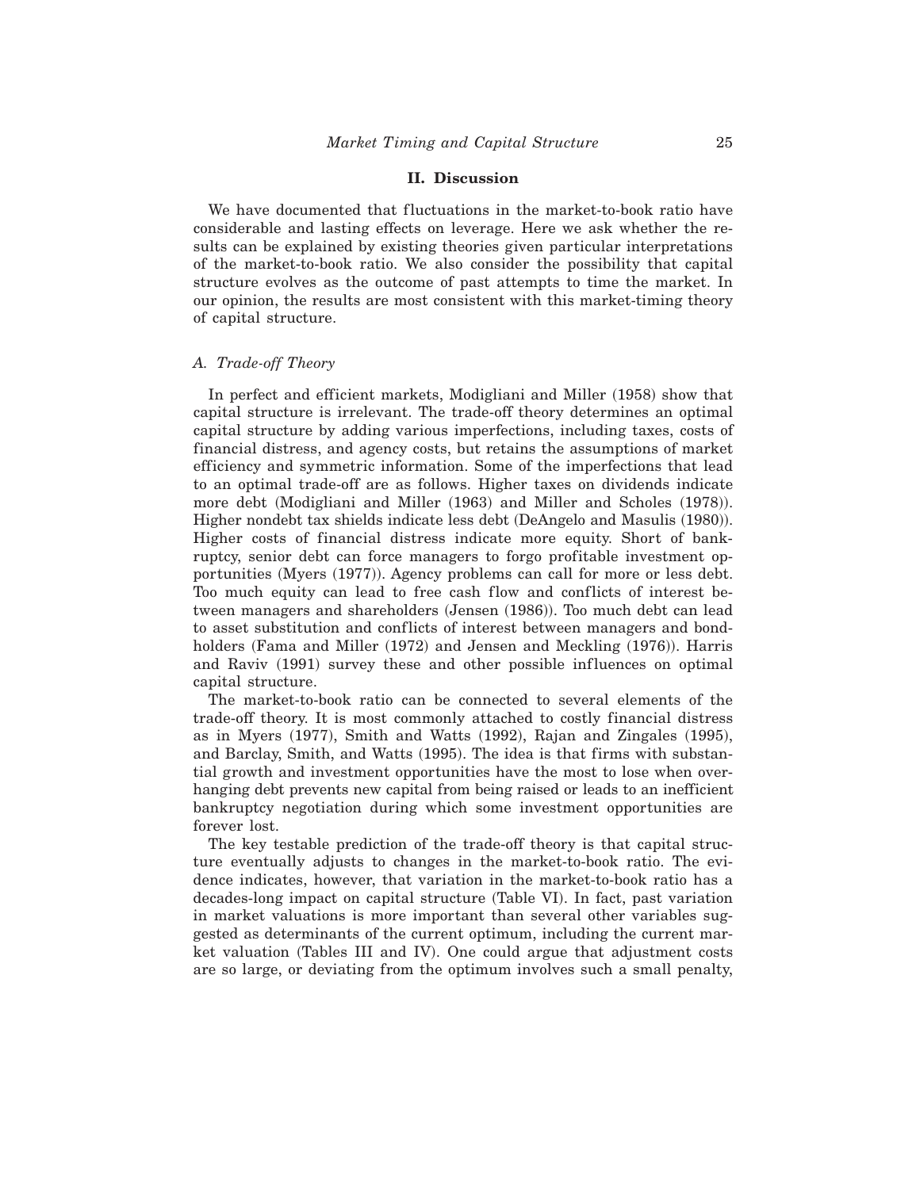## II. Discussion

We have documented that fluctuations in the market-to-book ratio have considerable and lasting effects on leverage. Here we ask whether the results can be explained by existing theories given particular interpretations of the market-to-book ratio. We also consider the possibility that capital structure evolves as the outcome of past attempts to time the market. In our opinion, the results are most consistent with this market-timing theory of capital structure.

### *A. Trade-off Theory*

In perfect and efficient markets, Modigliani and Miller (1958) show that capital structure is irrelevant. The trade-off theory determines an optimal capital structure by adding various imperfections, including taxes, costs of financial distress, and agency costs, but retains the assumptions of market efficiency and symmetric information. Some of the imperfections that lead to an optimal trade-off are as follows. Higher taxes on dividends indicate more debt (Modigliani and Miller (1963) and Miller and Scholes (1978)). Higher nondebt tax shields indicate less debt (DeAngelo and Masulis (1980)). Higher costs of financial distress indicate more equity. Short of bankruptcy, senior debt can force managers to forgo profitable investment opportunities (Myers (1977)). Agency problems can call for more or less debt. Too much equity can lead to free cash flow and conflicts of interest between managers and shareholders (Jensen (1986)). Too much debt can lead to asset substitution and conflicts of interest between managers and bondholders (Fama and Miller (1972) and Jensen and Meckling (1976)). Harris and Raviv (1991) survey these and other possible influences on optimal capital structure.

The market-to-book ratio can be connected to several elements of the trade-off theory. It is most commonly attached to costly financial distress as in Myers (1977), Smith and Watts (1992), Rajan and Zingales (1995), and Barclay, Smith, and Watts (1995). The idea is that firms with substantial growth and investment opportunities have the most to lose when overhanging debt prevents new capital from being raised or leads to an inefficient bankruptcy negotiation during which some investment opportunities are forever lost.

The key testable prediction of the trade-off theory is that capital structure eventually adjusts to changes in the market-to-book ratio. The evidence indicates, however, that variation in the market-to-book ratio has a decades-long impact on capital structure (Table VI). In fact, past variation in market valuations is more important than several other variables suggested as determinants of the current optimum, including the current market valuation (Tables III and IV). One could argue that adjustment costs are so large, or deviating from the optimum involves such a small penalty,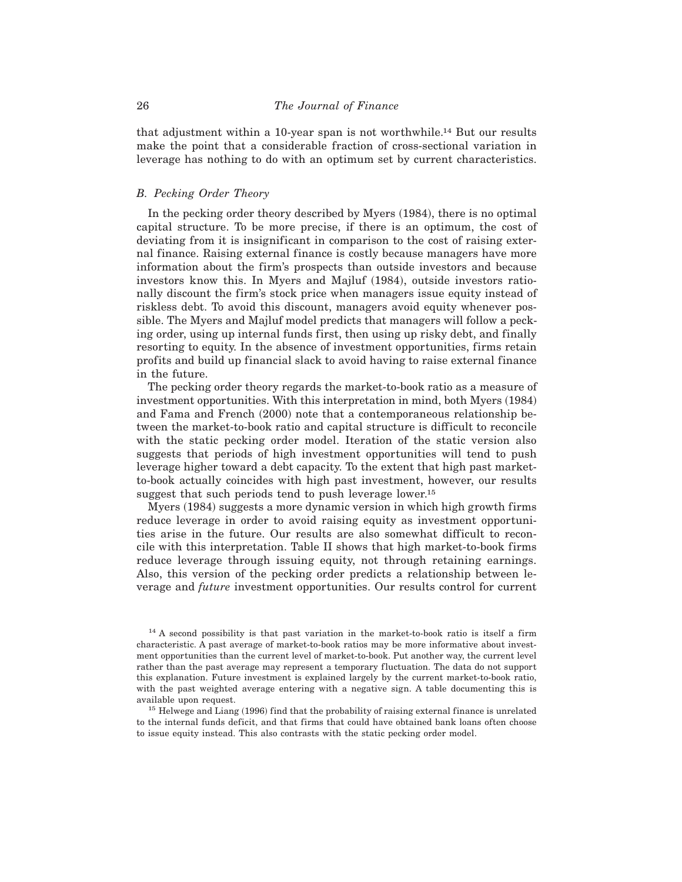that adjustment within a 10-year span is not worthwhile.[14] But our results make the point that a considerable fraction of cross-sectional variation in leverage has nothing to do with an optimum set by current characteristics.

### *B. Pecking Order Theory*

In the pecking order theory described by Myers (1984), there is no optimal capital structure. To be more precise, if there is an optimum, the cost of deviating from it is insignificant in comparison to the cost of raising external finance. Raising external finance is costly because managers have more information about the firm's prospects than outside investors and because investors know this. In Myers and Majluf (1984), outside investors rationally discount the firm's stock price when managers issue equity instead of riskless debt. To avoid this discount, managers avoid equity whenever possible. The Myers and Majluf model predicts that managers will follow a pecking order, using up internal funds first, then using up risky debt, and finally resorting to equity. In the absence of investment opportunities, firms retain profits and build up financial slack to avoid having to raise external finance in the future.

The pecking order theory regards the market-to-book ratio as a measure of investment opportunities. With this interpretation in mind, both Myers (1984) and Fama and French (2000) note that a contemporaneous relationship between the market-to-book ratio and capital structure is difficult to reconcile with the static pecking order model. Iteration of the static version also suggests that periods of high investment opportunities will tend to push leverage higher toward a debt capacity. To the extent that high past market-to-book actually coincides with high past investment, however, our results suggest that such periods tend to push leverage lower.[15]

Myers (1984) suggests a more dynamic version in which high growth firms reduce leverage in order to avoid raising equity as investment opportunities arise in the future. Our results are also somewhat difficult to reconcile with this interpretation. Table II shows that high market-to-book firms reduce leverage through issuing equity, not through retaining earnings. Also, this version of the pecking order predicts a relationship between leverage and *future* investment opportunities. Our results control for current

[14] A second possibility is that past variation in the market-to-book ratio is itself a firm characteristic. A past average of market-to-book ratios may be more informative about investment opportunities than the current level of market-to-book. Put another way, the current level rather than the past average may represent a temporary fluctuation. The data do not support this explanation. Future investment is explained largely by the current market-to-book ratio, with the past weighted average entering with a negative sign. A table documenting this is available upon request.

[15] Helwege and Liang (1996) find that the probability of raising external finance is unrelated to the internal funds deficit, and that firms that could have obtained bank loans often choose to issue equity instead. This also contrasts with the static pecking order model.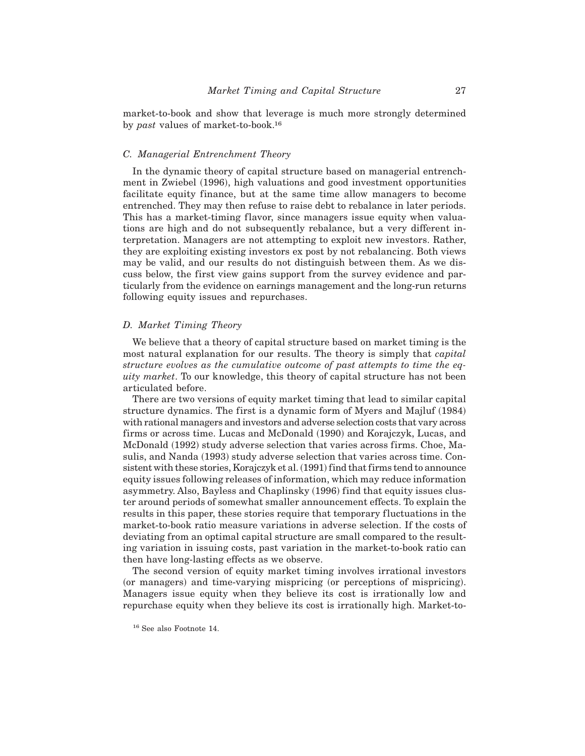market-to-book and show that leverage is much more strongly determined by *past* values of market-to-book.[16]

### C. Managerial Entrenchment Theory

In the dynamic theory of capital structure based on managerial entrenchment in Zwiebel (1996), high valuations and good investment opportunities facilitate equity finance, but at the same time allow managers to become entrenched. They may then refuse to raise debt to rebalance in later periods. This has a market-timing flavor, since managers issue equity when valuations are high and do not subsequently rebalance, but a very different interpretation. Managers are not attempting to exploit new investors. Rather, they are exploiting existing investors ex post by not rebalancing. Both views may be valid, and our results do not distinguish between them. As we discuss below, the first view gains support from the survey evidence and particularly from the evidence on earnings management and the long-run returns following equity issues and repurchases.

### D. Market Timing Theory

We believe that a theory of capital structure based on market timing is the most natural explanation for our results. The theory is simply that *capital structure evolves as the cumulative outcome of past attempts to time the equity market*. To our knowledge, this theory of capital structure has not been articulated before.

There are two versions of equity market timing that lead to similar capital structure dynamics. The first is a dynamic form of Myers and Majluf (1984) with rational managers and investors and adverse selection costs that vary across firms or across time. Lucas and McDonald (1990) and Korajczyk, Lucas, and McDonald (1992) study adverse selection that varies across firms. Choe, Masulis, and Nanda (1993) study adverse selection that varies across time. Consistent with these stories, Korajczyk et al. (1991) find that firms tend to announce equity issues following releases of information, which may reduce information asymmetry. Also, Bayless and Chaplinsky (1996) find that equity issues cluster around periods of somewhat smaller announcement effects. To explain the results in this paper, these stories require that temporary fluctuations in the market-to-book ratio measure variations in adverse selection. If the costs of deviating from an optimal capital structure are small compared to the resulting variation in issuing costs, past variation in the market-to-book ratio can then have long-lasting effects as we observe.

The second version of equity market timing involves irrational investors (or managers) and time-varying mispricing (or perceptions of mispricing). Managers issue equity when they believe its cost is irrationally low and repurchase equity when they believe its cost is irrationally high. Market-to-

[16] See also Footnote 14.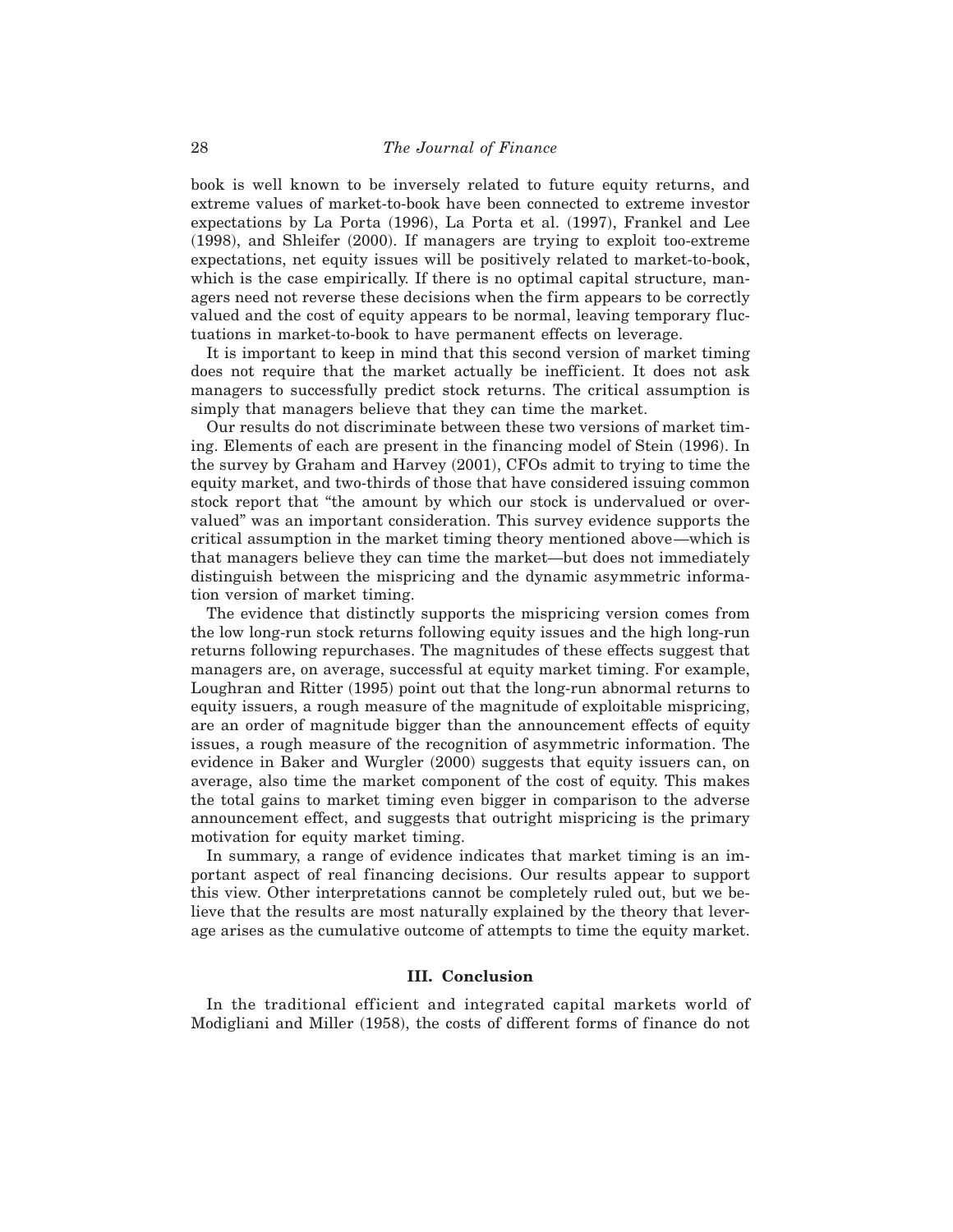book is well known to be inversely related to future equity returns, and extreme values of market-to-book have been connected to extreme investor expectations by La Porta (1996), La Porta et al. (1997), Frankel and Lee (1998), and Shleifer (2000). If managers are trying to exploit too-extreme expectations, net equity issues will be positively related to market-to-book, which is the case empirically. If there is no optimal capital structure, managers need not reverse these decisions when the firm appears to be correctly valued and the cost of equity appears to be normal, leaving temporary fluctuations in market-to-book to have permanent effects on leverage.

It is important to keep in mind that this second version of market timing does not require that the market actually be inefficient. It does not ask managers to successfully predict stock returns. The critical assumption is simply that managers believe that they can time the market.

Our results do not discriminate between these two versions of market timing. Elements of each are present in the financing model of Stein (1996). In the survey by Graham and Harvey (2001), CFOs admit to trying to time the equity market, and two-thirds of those that have considered issuing common stock report that "the amount by which our stock is undervalued or overvalued" was an important consideration. This survey evidence supports the critical assumption in the market timing theory mentioned above—which is that managers believe they can time the market—but does not immediately distinguish between the mispricing and the dynamic asymmetric information version of market timing.

The evidence that distinctly supports the mispricing version comes from the low long-run stock returns following equity issues and the high long-run returns following repurchases. The magnitudes of these effects suggest that managers are, on average, successful at equity market timing. For example, Loughran and Ritter (1995) point out that the long-run abnormal returns to equity issuers, a rough measure of the magnitude of exploitable mispricing, are an order of magnitude bigger than the announcement effects of equity issues, a rough measure of the recognition of asymmetric information. The evidence in Baker and Wurgler (2000) suggests that equity issuers can, on average, also time the market component of the cost of equity. This makes the total gains to market timing even bigger in comparison to the adverse announcement effect, and suggests that outright mispricing is the primary motivation for equity market timing.

In summary, a range of evidence indicates that market timing is an important aspect of real financing decisions. Our results appear to support this view. Other interpretations cannot be completely ruled out, but we believe that the results are most naturally explained by the theory that leverage arises as the cumulative outcome of attempts to time the equity market.

## III. Conclusion

In the traditional efficient and integrated capital markets world of Modigliani and Miller (1958), the costs of different forms of finance do not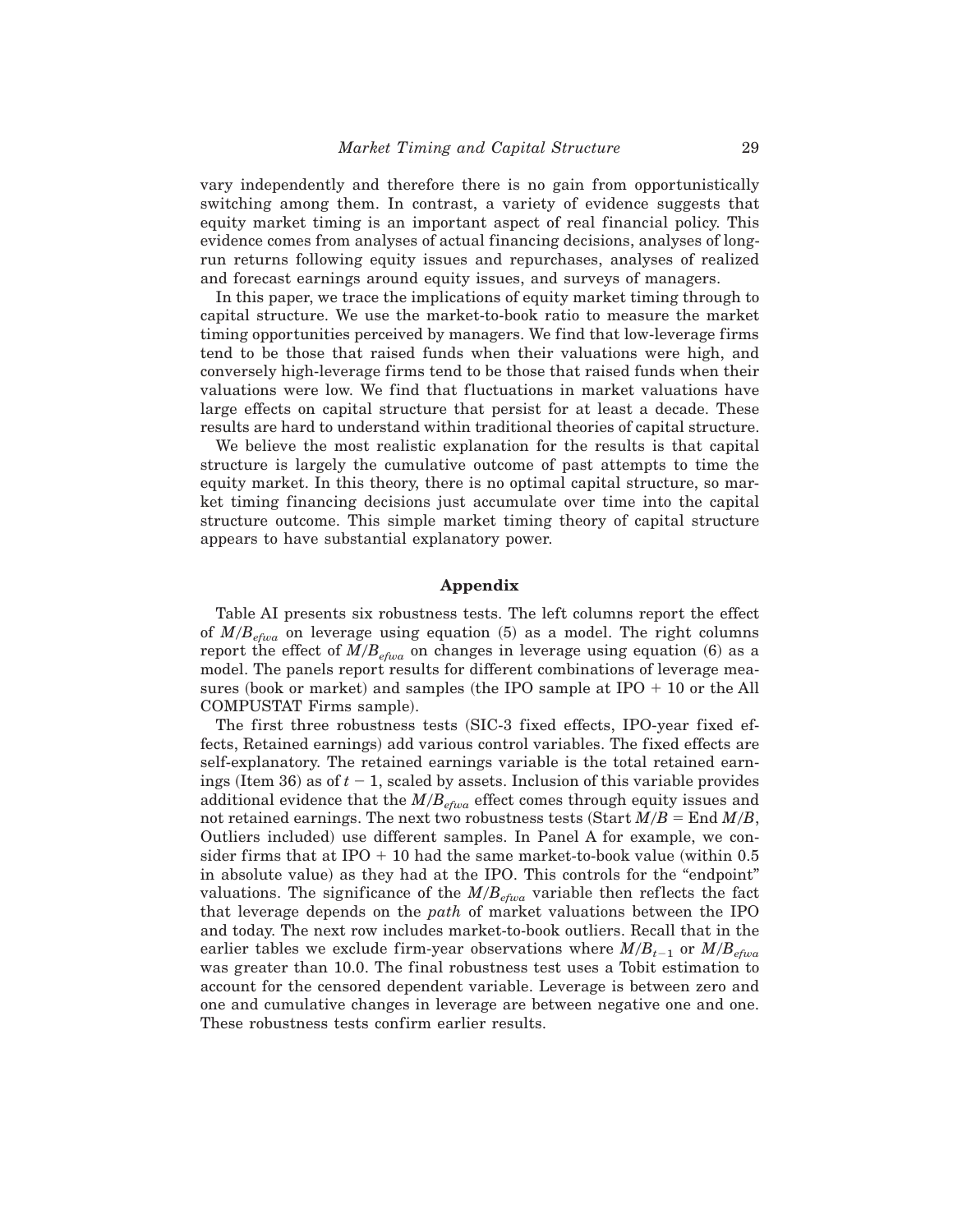vary independently and therefore there is no gain from opportunistically switching among them. In contrast, a variety of evidence suggests that equity market timing is an important aspect of real financial policy. This evidence comes from analyses of actual financing decisions, analyses of long-run returns following equity issues and repurchases, analyses of realized and forecast earnings around equity issues, and surveys of managers.

In this paper, we trace the implications of equity market timing through to capital structure. We use the market-to-book ratio to measure the market timing opportunities perceived by managers. We find that low-leverage firms tend to be those that raised funds when their valuations were high, and conversely high-leverage firms tend to be those that raised funds when their valuations were low. We find that fluctuations in market valuations have large effects on capital structure that persist for at least a decade. These results are hard to understand within traditional theories of capital structure.

We believe the most realistic explanation for the results is that capital structure is largely the cumulative outcome of past attempts to time the equity market. In this theory, there is no optimal capital structure, so market timing financing decisions just accumulate over time into the capital structure outcome. This simple market timing theory of capital structure appears to have substantial explanatory power.

## Appendix

Table AI presents six robustness tests. The left columns report the effect of $M/B_{efwa}$ on leverage using equation (5) as a model. The right columns report the effect of $M/B_{efwa}$ on changes in leverage using equation (6) as a model. The panels report results for different combinations of leverage measures (book or market) and samples (the IPO sample at IPO + 10 or the All COMPUSTAT Firms sample).

The first three robustness tests (SIC-3 fixed effects, IPO-year fixed effects, Retained earnings) add various control variables. The fixed effects are self-explanatory. The retained earnings variable is the total retained earnings (Item 36) as of $t-1$, scaled by assets. Inclusion of this variable provides additional evidence that the $M/B_{efwa}$ effect comes through equity issues and not retained earnings. The next two robustness tests (Start $M/B$ = End $M/B$, Outliers included) use different samples. In Panel A for example, we consider firms that at IPO + 10 had the same market-to-book value (within 0.5 in absolute value) as they had at the IPO. This controls for the "endpoint" valuations. The significance of the $M/B_{efwa}$ variable then reflects the fact that leverage depends on the *path* of market valuations between the IPO and today. The next row includes market-to-book outliers. Recall that in the earlier tables we exclude firm-year observations where $M/B_{t-1}$ or $M/B_{efwa}$ was greater than 10.0. The final robustness test uses a Tobit estimation to account for the censored dependent variable. Leverage is between zero and one and cumulative changes in leverage are between negative one and one. These robustness tests confirm earlier results.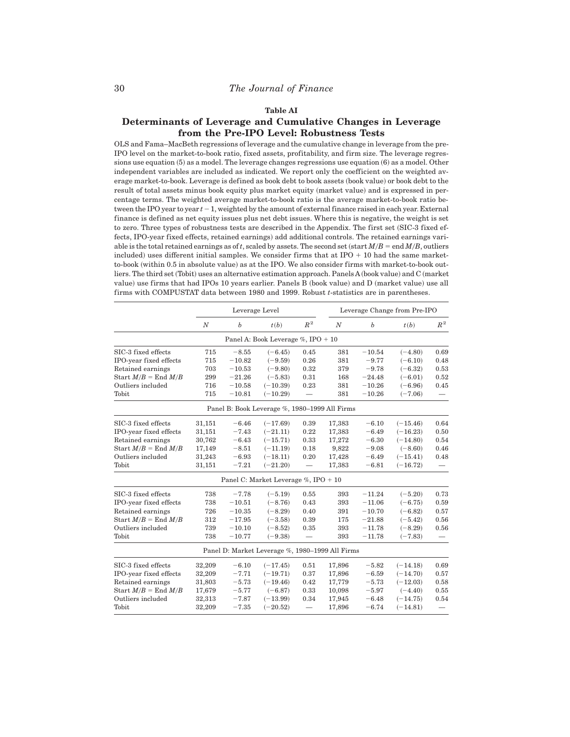**Table AI**

**Determinants of Leverage and Cumulative Changes in Leverage from the Pre-IPO Level: Robustness Tests**

OLS and Fama–MacBeth regressions of leverage and the cumulative change in leverage from the pre-IPO level on the market-to-book ratio, fixed assets, profitability, and firm size. The leverage regressions use equation (5) as a model. The leverage changes regressions use equation (6) as a model. Other independent variables are included as indicated. We report only the coefficient on the weighted average market-to-book. Leverage is defined as book debt to book assets (book value) or book debt to the result of total assets minus book equity plus market equity (market value) and is expressed in percentage terms. The weighted average market-to-book ratio is the average market-to-book ratio between the IPO year to year $t-1$, weighted by the amount of external finance raised in each year. External finance is defined as net equity issues plus net debt issues. Where this is negative, the weight is set to zero. Three types of robustness tests are described in the Appendix. The first set (SIC-3 fixed effects, IPO-year fixed effects, retained earnings) add additional controls. The retained earnings variable is the total retained earnings as of $t$, scaled by assets. The second set (start $M/B$ = end $M/B$, outliers included) uses different initial samples. We consider firms that at IPO + 10 had the same market-to-book (within 0.5 in absolute value) as at the IPO. We also consider firms with market-to-book outliers. The third set (Tobit) uses an alternative estimation approach. Panels A (book value) and C (market value) use firms that had IPOs 10 years earlier. Panels B (book value) and D (market value) use all firms with COMPUSTAT data between 1980 and 1999. Robust $t$-statistics are in parentheses.

| | Leverage Level | | | | Leverage Change from Pre-IPO | | | |
|---|---|---|---|---|---|---|---|---|
| | $N$ | $b$ | $t(b)$ | $R^2$ | $N$ | $b$ | $t(b)$ | $R^2$ |
| **Panel A: Book Leverage %, IPO + 10** | | | | | | | | |
| SIC-3 fixed effects | 715 | −8.55 | (−6.45) | 0.45 | 381 | −10.54 | (−4.80) | 0.69 |
| IPO-year fixed effects | 715 | −10.82 | (−9.59) | 0.26 | 381 | −9.77 | (−6.10) | 0.48 |
| Retained earnings | 703 | −10.53 | (−9.80) | 0.32 | 379 | −9.78 | (−6.32) | 0.53 |
| Start $M/B$ = End $M/B$ | 299 | −21.26 | (−5.83) | 0.31 | 168 | −24.48 | (−6.01) | 0.52 |
| Outliers included | 716 | −10.58 | (−10.39) | 0.23 | 381 | −10.26 | (−6.96) | 0.45 |
| Tobit | 715 | −10.81 | (−10.29) | — | 381 | −10.26 | (−7.06) | — |
| **Panel B: Book Leverage %, 1980–1999 All Firms** | | | | | | | | |
| SIC-3 fixed effects | 31,151 | −6.46 | (−17.69) | 0.39 | 17,383 | −6.10 | (−15.46) | 0.64 |
| IPO-year fixed effects | 31,151 | −7.43 | (−21.11) | 0.22 | 17,383 | −6.49 | (−16.23) | 0.50 |
| Retained earnings | 30,762 | −6.43 | (−15.71) | 0.33 | 17,272 | −6.30 | (−14.80) | 0.54 |
| Start $M/B$ = End $M/B$ | 17,149 | −8.51 | (−11.19) | 0.18 | 9,822 | −9.08 | (−8.60) | 0.46 |
| Outliers included | 31,243 | −6.93 | (−18.11) | 0.20 | 17,428 | −6.49 | (−15.41) | 0.48 |
| Tobit | 31,151 | −7.21 | (−21.20) | — | 17,383 | −6.81 | (−16.72) | — |
| **Panel C: Market Leverage %, IPO + 10** | | | | | | | | |
| SIC-3 fixed effects | 738 | −7.78 | (−5.19) | 0.55 | 393 | −11.24 | (−5.20) | 0.73 |
| IPO-year fixed effects | 738 | −10.51 | (−8.76) | 0.43 | 393 | −11.06 | (−6.75) | 0.59 |
| Retained earnings | 726 | −10.35 | (−8.29) | 0.40 | 391 | −10.70 | (−6.82) | 0.57 |
| Start $M/B$ = End $M/B$ | 312 | −17.95 | (−3.58) | 0.39 | 175 | −21.88 | (−5.42) | 0.56 |
| Outliers included | 739 | −10.10 | (−8.52) | 0.35 | 393 | −11.78 | (−8.29) | 0.56 |
| Tobit | 738 | −10.77 | (−9.38) | — | 393 | −11.78 | (−7.83) | — |
| **Panel D: Market Leverage %, 1980–1999 All Firms** | | | | | | | | |
| SIC-3 fixed effects | 32,209 | −6.10 | (−17.45) | 0.51 | 17,896 | −5.82 | (−14.18) | 0.69 |
| IPO-year fixed effects | 32,209 | −7.71 | (−19.71) | 0.37 | 17,896 | −6.59 | (−14.70) | 0.57 |
| Retained earnings | 31,803 | −5.73 | (−19.46) | 0.42 | 17,779 | −5.73 | (−12.03) | 0.58 |
| Start $M/B$ = End $M/B$ | 17,679 | −5.77 | (−6.87) | 0.33 | 10,098 | −5.97 | (−4.40) | 0.55 |
| Outliers included | 32,313 | −7.87 | (−13.99) | 0.34 | 17,945 | −6.48 | (−14.75) | 0.54 |
| Tobit | 32,209 | −7.35 | (−20.52) | — | 17,896 | −6.74 | (−14.81) | — |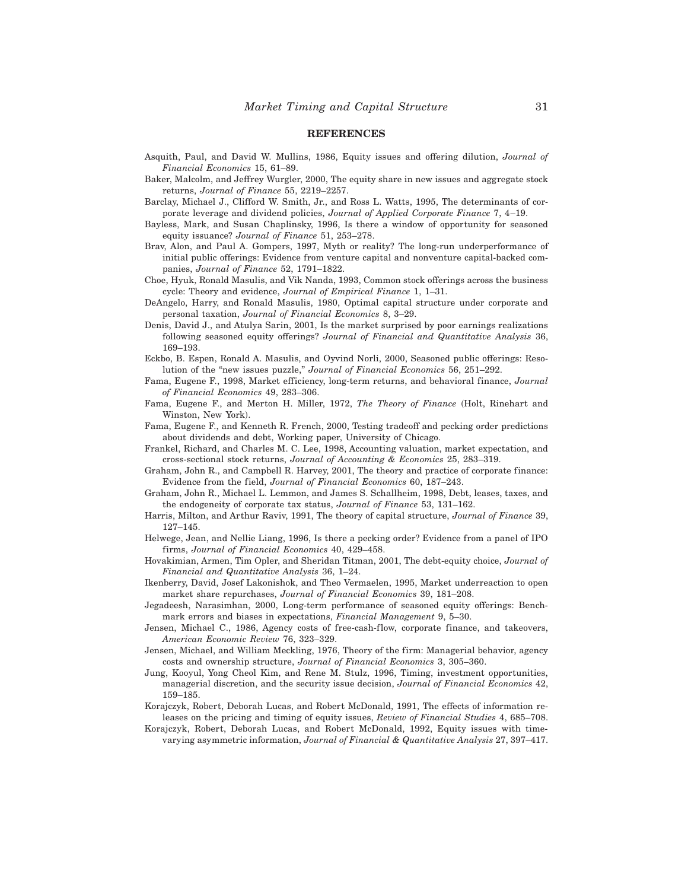## REFERENCES

Asquith, Paul, and David W. Mullins, 1986, Equity issues and offering dilution, *Journal of Financial Economics* 15, 61–89.

Baker, Malcolm, and Jeffrey Wurgler, 2000, The equity share in new issues and aggregate stock returns, *Journal of Finance* 55, 2219–2257.

Barclay, Michael J., Clifford W. Smith, Jr., and Ross L. Watts, 1995, The determinants of corporate leverage and dividend policies, *Journal of Applied Corporate Finance* 7, 4–19.

Bayless, Mark, and Susan Chaplinsky, 1996, Is there a window of opportunity for seasoned equity issuance? *Journal of Finance* 51, 253–278.

Brav, Alon, and Paul A. Gompers, 1997, Myth or reality? The long-run underperformance of initial public offerings: Evidence from venture capital and nonventure capital-backed companies, *Journal of Finance* 52, 1791–1822.

Choe, Hyuk, Ronald Masulis, and Vik Nanda, 1993, Common stock offerings across the business cycle: Theory and evidence, *Journal of Empirical Finance* 1, 1–31.

DeAngelo, Harry, and Ronald Masulis, 1980, Optimal capital structure under corporate and personal taxation, *Journal of Financial Economics* 8, 3–29.

Denis, David J., and Atulya Sarin, 2001, Is the market surprised by poor earnings realizations following seasoned equity offerings? *Journal of Financial and Quantitative Analysis* 36, 169–193.

Eckbo, B. Espen, Ronald A. Masulis, and Oyvind Norli, 2000, Seasoned public offerings: Resolution of the "new issues puzzle," *Journal of Financial Economics* 56, 251–292.

Fama, Eugene F., 1998, Market efficiency, long-term returns, and behavioral finance, *Journal of Financial Economics* 49, 283–306.

Fama, Eugene F., and Merton H. Miller, 1972, *The Theory of Finance* (Holt, Rinehart and Winston, New York).

Fama, Eugene F., and Kenneth R. French, 2000, Testing tradeoff and pecking order predictions about dividends and debt, Working paper, University of Chicago.

Frankel, Richard, and Charles M. C. Lee, 1998, Accounting valuation, market expectation, and cross-sectional stock returns, *Journal of Accounting & Economics* 25, 283–319.

Graham, John R., and Campbell R. Harvey, 2001, The theory and practice of corporate finance: Evidence from the field, *Journal of Financial Economics* 60, 187–243.

Graham, John R., Michael L. Lemmon, and James S. Schallheim, 1998, Debt, leases, taxes, and the endogeneity of corporate tax status, *Journal of Finance* 53, 131–162.

Harris, Milton, and Arthur Raviv, 1991, The theory of capital structure, *Journal of Finance* 39, 127–145.

Helwege, Jean, and Nellie Liang, 1996, Is there a pecking order? Evidence from a panel of IPO firms, *Journal of Financial Economics* 40, 429–458.

Hovakimian, Armen, Tim Opler, and Sheridan Titman, 2001, The debt-equity choice, *Journal of Financial and Quantitative Analysis* 36, 1–24.

Ikenberry, David, Josef Lakonishok, and Theo Vermaelen, 1995, Market underreaction to open market share repurchases, *Journal of Financial Economics* 39, 181–208.

Jegadeesh, Narasimhan, 2000, Long-term performance of seasoned equity offerings: Benchmark errors and biases in expectations, *Financial Management* 9, 5–30.

Jensen, Michael C., 1986, Agency costs of free-cash-flow, corporate finance, and takeovers, *American Economic Review* 76, 323–329.

Jensen, Michael, and William Meckling, 1976, Theory of the firm: Managerial behavior, agency costs and ownership structure, *Journal of Financial Economics* 3, 305–360.

Jung, Kooyul, Yong Cheol Kim, and Rene M. Stulz, 1996, Timing, investment opportunities, managerial discretion, and the security issue decision, *Journal of Financial Economics* 42, 159–185.

Korajczyk, Robert, Deborah Lucas, and Robert McDonald, 1991, The effects of information releases on the pricing and timing of equity issues, *Review of Financial Studies* 4, 685–708.

Korajczyk, Robert, Deborah Lucas, and Robert McDonald, 1992, Equity issues with time-varying asymmetric information, *Journal of Financial & Quantitative Analysis* 27, 397–417.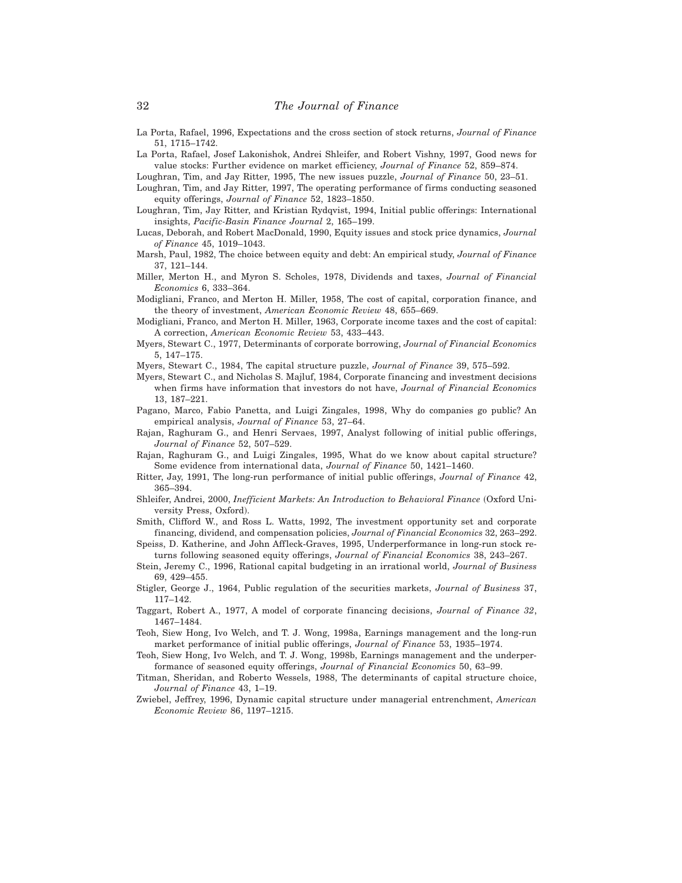La Porta, Rafael, 1996, Expectations and the cross section of stock returns, *Journal of Finance* 51, 1715–1742.

La Porta, Rafael, Josef Lakonishok, Andrei Shleifer, and Robert Vishny, 1997, Good news for value stocks: Further evidence on market efficiency, *Journal of Finance* 52, 859–874.

Loughran, Tim, and Jay Ritter, 1995, The new issues puzzle, *Journal of Finance* 50, 23–51.

Loughran, Tim, and Jay Ritter, 1997, The operating performance of firms conducting seasoned equity offerings, *Journal of Finance* 52, 1823–1850.

Loughran, Tim, Jay Ritter, and Kristian Rydqvist, 1994, Initial public offerings: International insights, *Pacific-Basin Finance Journal* 2, 165–199.

Lucas, Deborah, and Robert MacDonald, 1990, Equity issues and stock price dynamics, *Journal of Finance* 45, 1019–1043.

Marsh, Paul, 1982, The choice between equity and debt: An empirical study, *Journal of Finance* 37, 121–144.

Miller, Merton H., and Myron S. Scholes, 1978, Dividends and taxes, *Journal of Financial Economics* 6, 333–364.

Modigliani, Franco, and Merton H. Miller, 1958, The cost of capital, corporation finance, and the theory of investment, *American Economic Review* 48, 655–669.

Modigliani, Franco, and Merton H. Miller, 1963, Corporate income taxes and the cost of capital: A correction, *American Economic Review* 53, 433–443.

Myers, Stewart C., 1977, Determinants of corporate borrowing, *Journal of Financial Economics* 5, 147–175.

Myers, Stewart C., 1984, The capital structure puzzle, *Journal of Finance* 39, 575–592.

Myers, Stewart C., and Nicholas S. Majluf, 1984, Corporate financing and investment decisions when firms have information that investors do not have, *Journal of Financial Economics* 13, 187–221.

Pagano, Marco, Fabio Panetta, and Luigi Zingales, 1998, Why do companies go public? An empirical analysis, *Journal of Finance* 53, 27–64.

Rajan, Raghuram G., and Henri Servaes, 1997, Analyst following of initial public offerings, *Journal of Finance* 52, 507–529.

Rajan, Raghuram G., and Luigi Zingales, 1995, What do we know about capital structure? Some evidence from international data, *Journal of Finance* 50, 1421–1460.

Ritter, Jay, 1991, The long-run performance of initial public offerings, *Journal of Finance* 42, 365–394.

Shleifer, Andrei, 2000, *Inefficient Markets: An Introduction to Behavioral Finance* (Oxford University Press, Oxford).

Smith, Clifford W., and Ross L. Watts, 1992, The investment opportunity set and corporate financing, dividend, and compensation policies, *Journal of Financial Economics* 32, 263–292.

Speiss, D. Katherine, and John Affleck-Graves, 1995, Underperformance in long-run stock returns following seasoned equity offerings, *Journal of Financial Economics* 38, 243–267.

Stein, Jeremy C., 1996, Rational capital budgeting in an irrational world, *Journal of Business* 69, 429–455.

Stigler, George J., 1964, Public regulation of the securities markets, *Journal of Business* 37, 117–142.

Taggart, Robert A., 1977, A model of corporate financing decisions, *Journal of Finance 32*, 1467–1484.

Teoh, Siew Hong, Ivo Welch, and T. J. Wong, 1998a, Earnings management and the long-run market performance of initial public offerings, *Journal of Finance* 53, 1935–1974.

Teoh, Siew Hong, Ivo Welch, and T. J. Wong, 1998b, Earnings management and the underperformance of seasoned equity offerings, *Journal of Financial Economics* 50, 63–99.

Titman, Sheridan, and Roberto Wessels, 1988, The determinants of capital structure choice, *Journal of Finance* 43, 1–19.

Zwiebel, Jeffrey, 1996, Dynamic capital structure under managerial entrenchment, *American Economic Review* 86, 1197–1215.